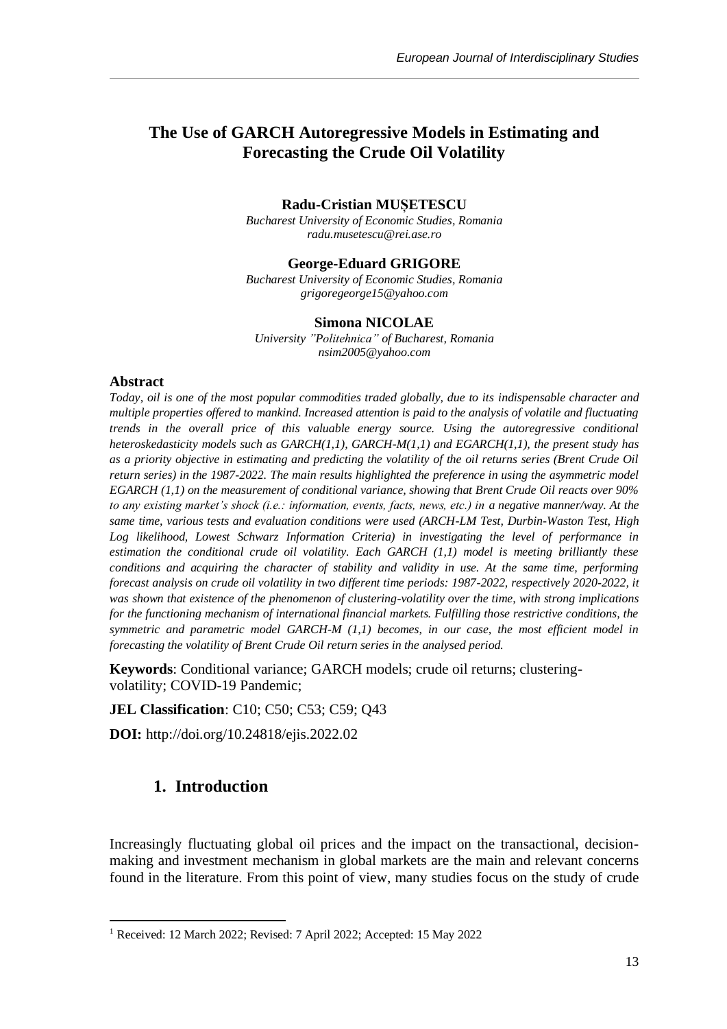# The Use of GARCH Autoregressive Models in Estimating and Forecasting the Crude Oil Volatility

**Radu-Cristian MUȘETESCU**

*Bucharest University of Economic Studies, Romania*
*radu.musetescu@rei.ase.ro*

**George-Eduard GRIGORE**

*Bucharest University of Economic Studies, Romania*
*grigoregeorge15@yahoo.com*

**Simona NICOLAE**

*University "Politehnica" of Bucharest, Romania*
*nsim2005@yahoo.com*

### Abstract

*Today, oil is one of the most popular commodities traded globally, due to its indispensable character and multiple properties offered to mankind. Increased attention is paid to the analysis of volatile and fluctuating trends in the overall price of this valuable energy source. Using the autoregressive conditional heteroskedasticity models such as GARCH(1,1), GARCH-M(1,1) and EGARCH(1,1), the present study has as a priority objective in estimating and predicting the volatility of the oil returns series (Brent Crude Oil return series) in the 1987-2022. The main results highlighted the preference in using the asymmetric model EGARCH (1,1) on the measurement of conditional variance, showing that Brent Crude Oil reacts over 90% to any existing market's shock (i.e.: information, events, facts, news, etc.) in a negative manner/way. At the same time, various tests and evaluation conditions were used (ARCH-LM Test, Durbin-Waston Test, High Log likelihood, Lowest Schwarz Information Criteria) in investigating the level of performance in estimation the conditional crude oil volatility. Each GARCH (1,1) model is meeting brilliantly these conditions and acquiring the character of stability and validity in use. At the same time, performing forecast analysis on crude oil volatility in two different time periods: 1987-2022, respectively 2020-2022, it was shown that existence of the phenomenon of clustering-volatility over the time, with strong implications for the functioning mechanism of international financial markets. Fulfilling those restrictive conditions, the symmetric and parametric model GARCH-M (1,1) becomes, in our case, the most efficient model in forecasting the volatility of Brent Crude Oil return series in the analysed period.*

**Keywords**: Conditional variance; GARCH models; crude oil returns; clustering-volatility; COVID-19 Pandemic;

**JEL Classification**: C10; C50; C53; C59; Q43

**DOI:** http://doi.org/10.24818/ejis.2022.02

## 1. Introduction

Increasingly fluctuating global oil prices and the impact on the transactional, decision-making and investment mechanism in global markets are the main and relevant concerns found in the literature. From this point of view, many studies focus on the study of crude

[1] Received: 12 March 2022; Revised: 7 April 2022; Accepted: 15 May 2022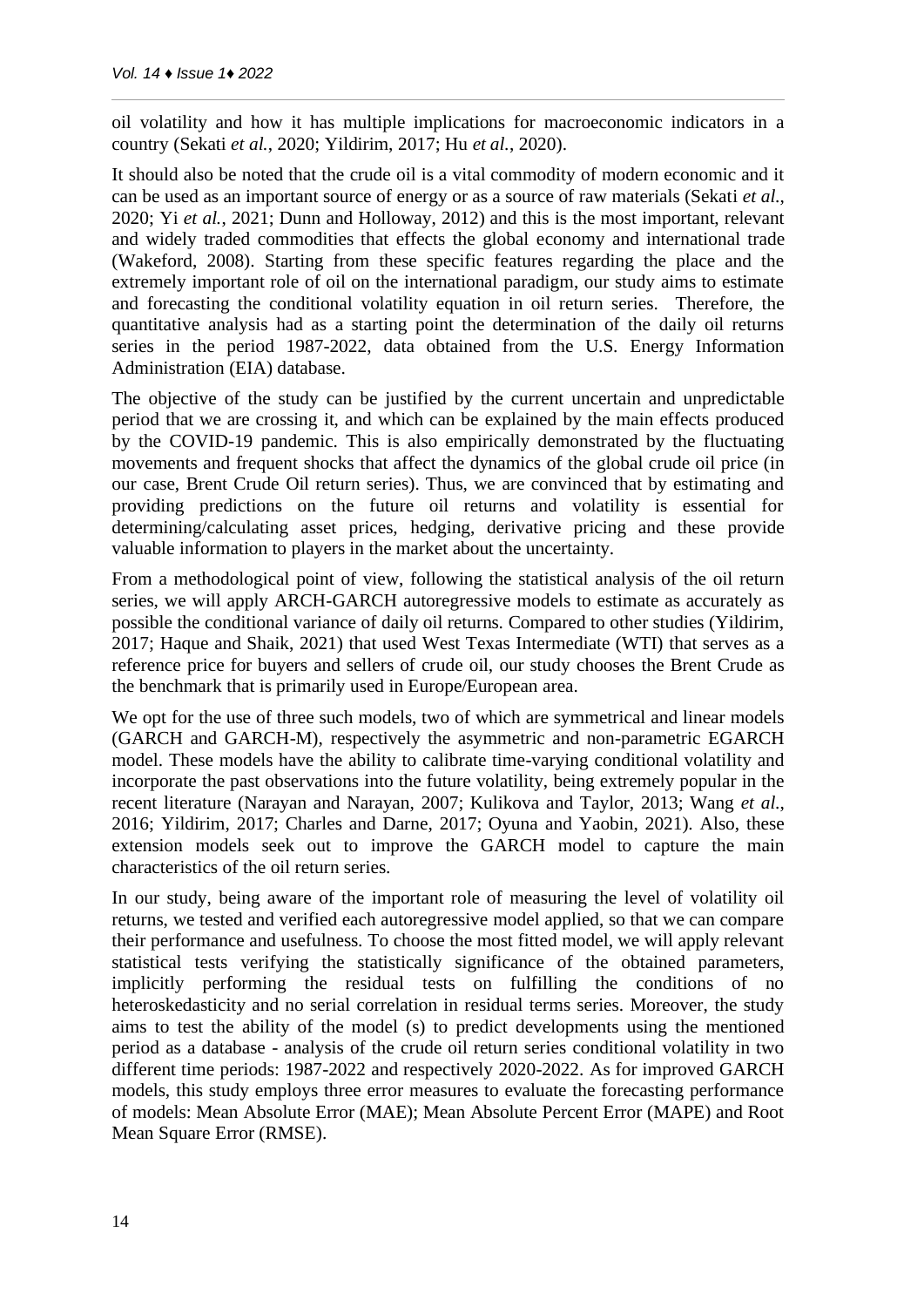oil volatility and how it has multiple implications for macroeconomic indicators in a country (Sekati *et al.*, 2020; Yildirim, 2017; Hu *et al.*, 2020).

It should also be noted that the crude oil is a vital commodity of modern economic and it can be used as an important source of energy or as a source of raw materials (Sekati *et al.*, 2020; Yi *et al.*, 2021; Dunn and Holloway, 2012) and this is the most important, relevant and widely traded commodities that effects the global economy and international trade (Wakeford, 2008). Starting from these specific features regarding the place and the extremely important role of oil on the international paradigm, our study aims to estimate and forecasting the conditional volatility equation in oil return series. Therefore, the quantitative analysis had as a starting point the determination of the daily oil returns series in the period 1987-2022, data obtained from the U.S. Energy Information Administration (EIA) database.

The objective of the study can be justified by the current uncertain and unpredictable period that we are crossing it, and which can be explained by the main effects produced by the COVID-19 pandemic. This is also empirically demonstrated by the fluctuating movements and frequent shocks that affect the dynamics of the global crude oil price (in our case, Brent Crude Oil return series). Thus, we are convinced that by estimating and providing predictions on the future oil returns and volatility is essential for determining/calculating asset prices, hedging, derivative pricing and these provide valuable information to players in the market about the uncertainty.

From a methodological point of view, following the statistical analysis of the oil return series, we will apply ARCH-GARCH autoregressive models to estimate as accurately as possible the conditional variance of daily oil returns. Compared to other studies (Yildirim, 2017; Haque and Shaik, 2021) that used West Texas Intermediate (WTI) that serves as a reference price for buyers and sellers of crude oil, our study chooses the Brent Crude as the benchmark that is primarily used in Europe/European area.

We opt for the use of three such models, two of which are symmetrical and linear models (GARCH and GARCH-M), respectively the asymmetric and non-parametric EGARCH model. These models have the ability to calibrate time-varying conditional volatility and incorporate the past observations into the future volatility, being extremely popular in the recent literature (Narayan and Narayan, 2007; Kulikova and Taylor, 2013; Wang *et al.*, 2016; Yildirim, 2017; Charles and Darne, 2017; Oyuna and Yaobin, 2021). Also, these extension models seek out to improve the GARCH model to capture the main characteristics of the oil return series.

In our study, being aware of the important role of measuring the level of volatility oil returns, we tested and verified each autoregressive model applied, so that we can compare their performance and usefulness. To choose the most fitted model, we will apply relevant statistical tests verifying the statistically significance of the obtained parameters, implicitly performing the residual tests on fulfilling the conditions of no heteroskedasticity and no serial correlation in residual terms series. Moreover, the study aims to test the ability of the model (s) to predict developments using the mentioned period as a database - analysis of the crude oil return series conditional volatility in two different time periods: 1987-2022 and respectively 2020-2022. As for improved GARCH models, this study employs three error measures to evaluate the forecasting performance of models: Mean Absolute Error (MAE); Mean Absolute Percent Error (MAPE) and Root Mean Square Error (RMSE).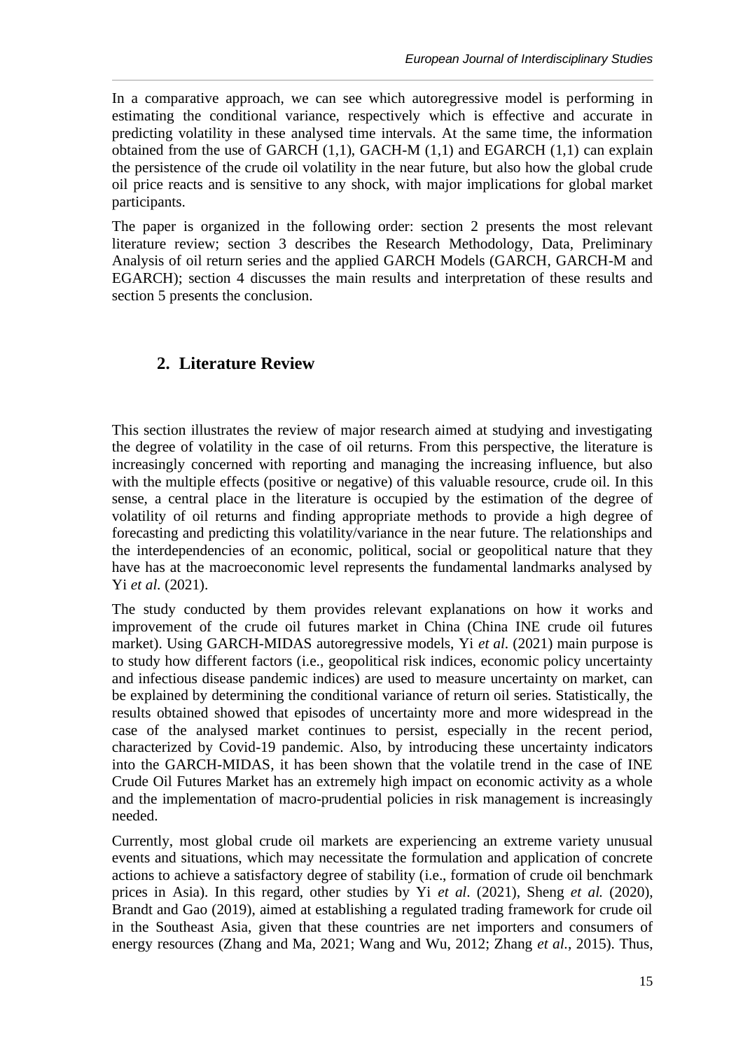In a comparative approach, we can see which autoregressive model is performing in estimating the conditional variance, respectively which is effective and accurate in predicting volatility in these analysed time intervals. At the same time, the information obtained from the use of GARCH (1,1), GACH-M (1,1) and EGARCH (1,1) can explain the persistence of the crude oil volatility in the near future, but also how the global crude oil price reacts and is sensitive to any shock, with major implications for global market participants.

The paper is organized in the following order: section 2 presents the most relevant literature review; section 3 describes the Research Methodology, Data, Preliminary Analysis of oil return series and the applied GARCH Models (GARCH, GARCH-M and EGARCH); section 4 discusses the main results and interpretation of these results and section 5 presents the conclusion.

## 2. Literature Review

This section illustrates the review of major research aimed at studying and investigating the degree of volatility in the case of oil returns. From this perspective, the literature is increasingly concerned with reporting and managing the increasing influence, but also with the multiple effects (positive or negative) of this valuable resource, crude oil. In this sense, a central place in the literature is occupied by the estimation of the degree of volatility of oil returns and finding appropriate methods to provide a high degree of forecasting and predicting this volatility/variance in the near future. The relationships and the interdependencies of an economic, political, social or geopolitical nature that they have has at the macroeconomic level represents the fundamental landmarks analysed by Yi *et al.* (2021).

The study conducted by them provides relevant explanations on how it works and improvement of the crude oil futures market in China (China INE crude oil futures market). Using GARCH-MIDAS autoregressive models, Yi *et al*. (2021) main purpose is to study how different factors (i.e., geopolitical risk indices, economic policy uncertainty and infectious disease pandemic indices) are used to measure uncertainty on market, can be explained by determining the conditional variance of return oil series. Statistically, the results obtained showed that episodes of uncertainty more and more widespread in the case of the analysed market continues to persist, especially in the recent period, characterized by Covid-19 pandemic. Also, by introducing these uncertainty indicators into the GARCH-MIDAS, it has been shown that the volatile trend in the case of INE Crude Oil Futures Market has an extremely high impact on economic activity as a whole and the implementation of macro-prudential policies in risk management is increasingly needed.

Currently, most global crude oil markets are experiencing an extreme variety unusual events and situations, which may necessitate the formulation and application of concrete actions to achieve a satisfactory degree of stability (i.e., formation of crude oil benchmark prices in Asia). In this regard, other studies by Yi *et al*. (2021), Sheng *et al.* (2020), Brandt and Gao (2019), aimed at establishing a regulated trading framework for crude oil in the Southeast Asia, given that these countries are net importers and consumers of energy resources (Zhang and Ma, 2021; Wang and Wu, 2012; Zhang *et al.*, 2015). Thus,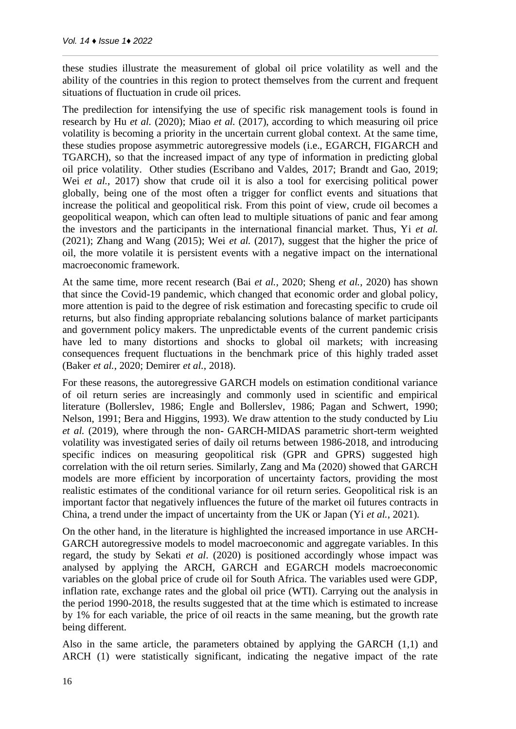these studies illustrate the measurement of global oil price volatility as well and the ability of the countries in this region to protect themselves from the current and frequent situations of fluctuation in crude oil prices.

The predilection for intensifying the use of specific risk management tools is found in research by Hu *et al.* (2020); Miao *et al.* (2017), according to which measuring oil price volatility is becoming a priority in the uncertain current global context. At the same time, these studies propose asymmetric autoregressive models (i.e., EGARCH, FIGARCH and TGARCH), so that the increased impact of any type of information in predicting global oil price volatility. Other studies (Escribano and Valdes, 2017; Brandt and Gao, 2019; Wei *et al.*, 2017) show that crude oil it is also a tool for exercising political power globally, being one of the most often a trigger for conflict events and situations that increase the political and geopolitical risk. From this point of view, crude oil becomes a geopolitical weapon, which can often lead to multiple situations of panic and fear among the investors and the participants in the international financial market. Thus, Yi *et al.* (2021); Zhang and Wang (2015); Wei *et al.* (2017), suggest that the higher the price of oil, the more volatile it is persistent events with a negative impact on the international macroeconomic framework.

At the same time, more recent research (Bai *et al.*, 2020; Sheng *et al.*, 2020) has shown that since the Covid-19 pandemic, which changed that economic order and global policy, more attention is paid to the degree of risk estimation and forecasting specific to crude oil returns, but also finding appropriate rebalancing solutions balance of market participants and government policy makers. The unpredictable events of the current pandemic crisis have led to many distortions and shocks to global oil markets; with increasing consequences frequent fluctuations in the benchmark price of this highly traded asset (Baker *et al.*, 2020; Demirer *et al.*, 2018).

For these reasons, the autoregressive GARCH models on estimation conditional variance of oil return series are increasingly and commonly used in scientific and empirical literature (Bollerslev, 1986; Engle and Bollerslev, 1986; Pagan and Schwert, 1990; Nelson, 1991; Bera and Higgins, 1993). We draw attention to the study conducted by Liu *et al.* (2019), where through the non- GARCH-MIDAS parametric short-term weighted volatility was investigated series of daily oil returns between 1986-2018, and introducing specific indices on measuring geopolitical risk (GPR and GPRS) suggested high correlation with the oil return series. Similarly, Zang and Ma (2020) showed that GARCH models are more efficient by incorporation of uncertainty factors, providing the most realistic estimates of the conditional variance for oil return series. Geopolitical risk is an important factor that negatively influences the future of the market oil futures contracts in China, a trend under the impact of uncertainty from the UK or Japan (Yi *et al.*, 2021).

On the other hand, in the literature is highlighted the increased importance in use ARCH-GARCH autoregressive models to model macroeconomic and aggregate variables. In this regard, the study by Sekati *et al*. (2020) is positioned accordingly whose impact was analysed by applying the ARCH, GARCH and EGARCH models macroeconomic variables on the global price of crude oil for South Africa. The variables used were GDP, inflation rate, exchange rates and the global oil price (WTI). Carrying out the analysis in the period 1990-2018, the results suggested that at the time which is estimated to increase by 1% for each variable, the price of oil reacts in the same meaning, but the growth rate being different.

Also in the same article, the parameters obtained by applying the GARCH (1,1) and ARCH (1) were statistically significant, indicating the negative impact of the rate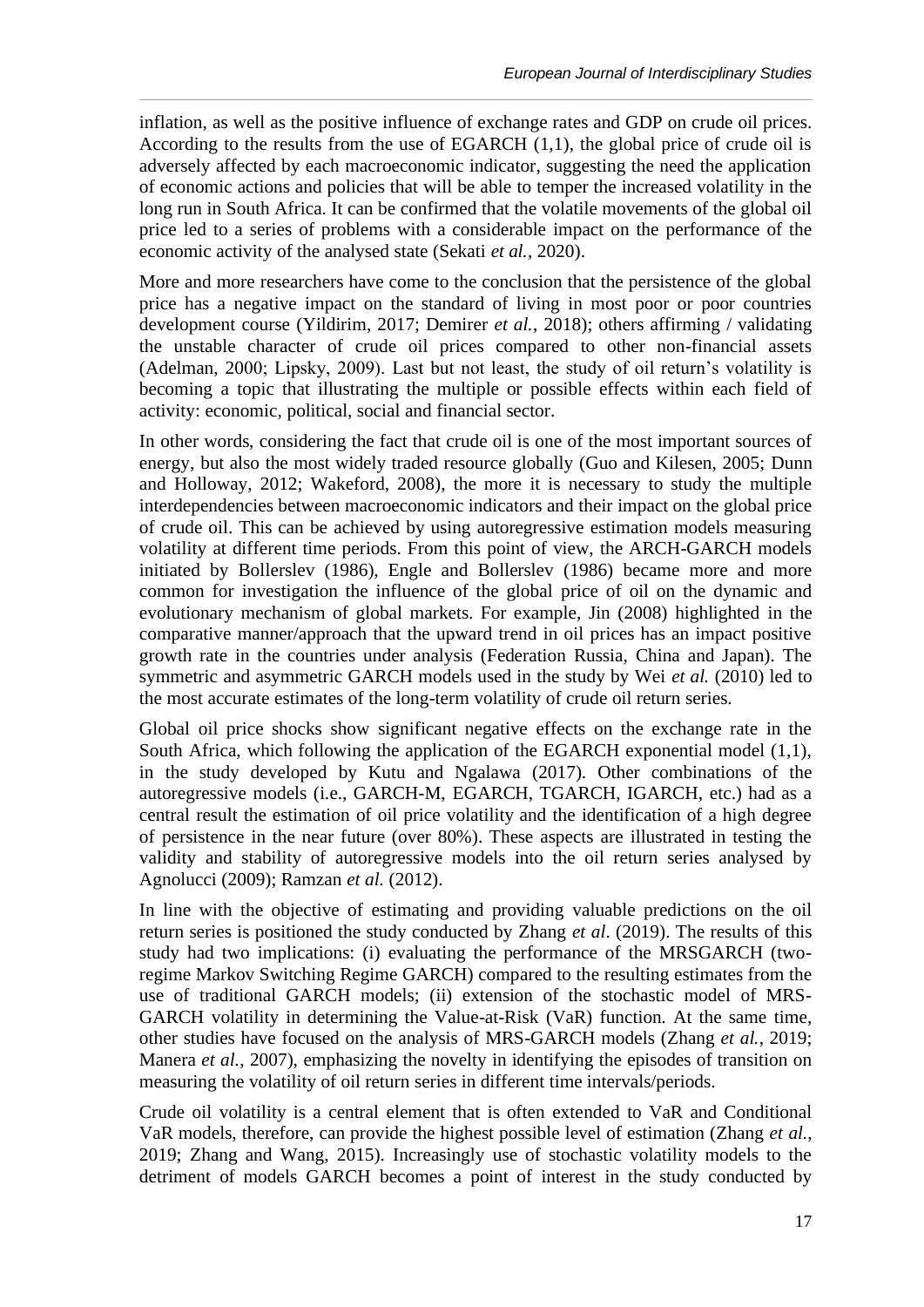inflation, as well as the positive influence of exchange rates and GDP on crude oil prices. According to the results from the use of EGARCH (1,1), the global price of crude oil is adversely affected by each macroeconomic indicator, suggesting the need the application of economic actions and policies that will be able to temper the increased volatility in the long run in South Africa. It can be confirmed that the volatile movements of the global oil price led to a series of problems with a considerable impact on the performance of the economic activity of the analysed state (Sekati *et al.*, 2020).

More and more researchers have come to the conclusion that the persistence of the global price has a negative impact on the standard of living in most poor or poor countries development course (Yildirim, 2017; Demirer *et al.*, 2018); others affirming / validating the unstable character of crude oil prices compared to other non-financial assets (Adelman, 2000; Lipsky, 2009). Last but not least, the study of oil return's volatility is becoming a topic that illustrating the multiple or possible effects within each field of activity: economic, political, social and financial sector.

In other words, considering the fact that crude oil is one of the most important sources of energy, but also the most widely traded resource globally (Guo and Kilesen, 2005; Dunn and Holloway, 2012; Wakeford, 2008), the more it is necessary to study the multiple interdependencies between macroeconomic indicators and their impact on the global price of crude oil. This can be achieved by using autoregressive estimation models measuring volatility at different time periods. From this point of view, the ARCH-GARCH models initiated by Bollerslev (1986), Engle and Bollerslev (1986) became more and more common for investigation the influence of the global price of oil on the dynamic and evolutionary mechanism of global markets. For example, Jin (2008) highlighted in the comparative manner/approach that the upward trend in oil prices has an impact positive growth rate in the countries under analysis (Federation Russia, China and Japan). The symmetric and asymmetric GARCH models used in the study by Wei *et al.* (2010) led to the most accurate estimates of the long-term volatility of crude oil return series.

Global oil price shocks show significant negative effects on the exchange rate in the South Africa, which following the application of the EGARCH exponential model (1,1), in the study developed by Kutu and Ngalawa (2017). Other combinations of the autoregressive models (i.e., GARCH-M, EGARCH, TGARCH, IGARCH, etc.) had as a central result the estimation of oil price volatility and the identification of a high degree of persistence in the near future (over 80%). These aspects are illustrated in testing the validity and stability of autoregressive models into the oil return series analysed by Agnolucci (2009); Ramzan *et al.* (2012).

In line with the objective of estimating and providing valuable predictions on the oil return series is positioned the study conducted by Zhang *et al*. (2019). The results of this study had two implications: (i) evaluating the performance of the MRSGARCH (two-regime Markov Switching Regime GARCH) compared to the resulting estimates from the use of traditional GARCH models; (ii) extension of the stochastic model of MRS-GARCH volatility in determining the Value-at-Risk (VaR) function. At the same time, other studies have focused on the analysis of MRS-GARCH models (Zhang *et al.*, 2019; Manera *et al.*, 2007), emphasizing the novelty in identifying the episodes of transition on measuring the volatility of oil return series in different time intervals/periods.

Crude oil volatility is a central element that is often extended to VaR and Conditional VaR models, therefore, can provide the highest possible level of estimation (Zhang *et al.*, 2019; Zhang and Wang, 2015). Increasingly use of stochastic volatility models to the detriment of models GARCH becomes a point of interest in the study conducted by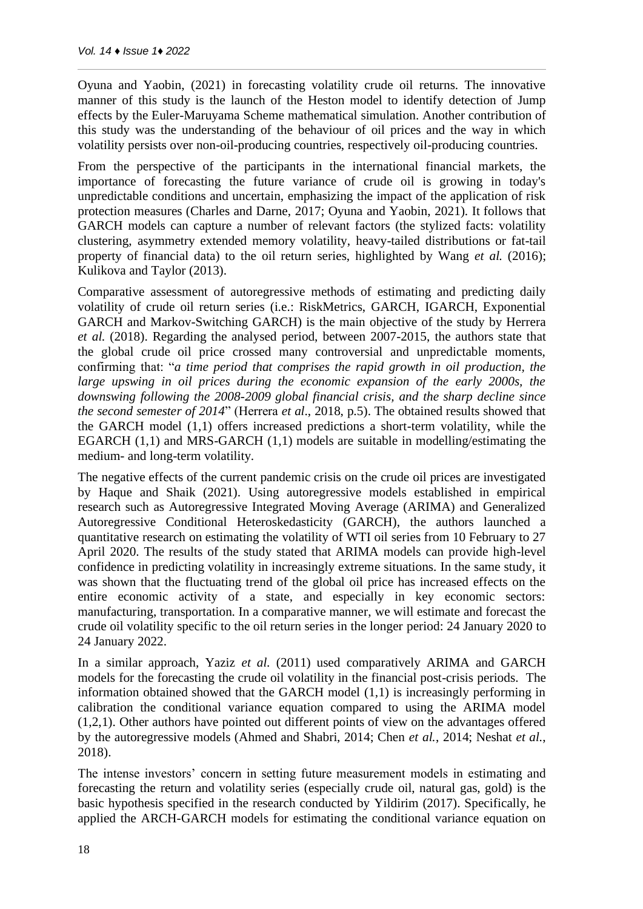Oyuna and Yaobin, (2021) in forecasting volatility crude oil returns. The innovative manner of this study is the launch of the Heston model to identify detection of Jump effects by the Euler-Maruyama Scheme mathematical simulation. Another contribution of this study was the understanding of the behaviour of oil prices and the way in which volatility persists over non-oil-producing countries, respectively oil-producing countries.

From the perspective of the participants in the international financial markets, the importance of forecasting the future variance of crude oil is growing in today's unpredictable conditions and uncertain, emphasizing the impact of the application of risk protection measures (Charles and Darne, 2017; Oyuna and Yaobin, 2021). It follows that GARCH models can capture a number of relevant factors (the stylized facts: volatility clustering, asymmetry extended memory volatility, heavy-tailed distributions or fat-tail property of financial data) to the oil return series, highlighted by Wang *et al.* (2016); Kulikova and Taylor (2013).

Comparative assessment of autoregressive methods of estimating and predicting daily volatility of crude oil return series (i.e.: RiskMetrics, GARCH, IGARCH, Exponential GARCH and Markov-Switching GARCH) is the main objective of the study by Herrera *et al.* (2018). Regarding the analysed period, between 2007-2015, the authors state that the global crude oil price crossed many controversial and unpredictable moments, confirming that: "*a time period that comprises the rapid growth in oil production, the large upswing in oil prices during the economic expansion of the early 2000s, the downswing following the 2008-2009 global financial crisis, and the sharp decline since the second semester of 2014*" (Herrera *et al*., 2018, p.5). The obtained results showed that the GARCH model (1,1) offers increased predictions a short-term volatility, while the EGARCH (1,1) and MRS-GARCH (1,1) models are suitable in modelling/estimating the medium- and long-term volatility.

The negative effects of the current pandemic crisis on the crude oil prices are investigated by Haque and Shaik (2021). Using autoregressive models established in empirical research such as Autoregressive Integrated Moving Average (ARIMA) and Generalized Autoregressive Conditional Heteroskedasticity (GARCH), the authors launched a quantitative research on estimating the volatility of WTI oil series from 10 February to 27 April 2020. The results of the study stated that ARIMA models can provide high-level confidence in predicting volatility in increasingly extreme situations. In the same study, it was shown that the fluctuating trend of the global oil price has increased effects on the entire economic activity of a state, and especially in key economic sectors: manufacturing, transportation. In a comparative manner, we will estimate and forecast the crude oil volatility specific to the oil return series in the longer period: 24 January 2020 to 24 January 2022.

In a similar approach, Yaziz *et al.* (2011) used comparatively ARIMA and GARCH models for the forecasting the crude oil volatility in the financial post-crisis periods. The information obtained showed that the GARCH model (1,1) is increasingly performing in calibration the conditional variance equation compared to using the ARIMA model (1,2,1). Other authors have pointed out different points of view on the advantages offered by the autoregressive models (Ahmed and Shabri, 2014; Chen *et al.*, 2014; Neshat *et al.*, 2018).

The intense investors' concern in setting future measurement models in estimating and forecasting the return and volatility series (especially crude oil, natural gas, gold) is the basic hypothesis specified in the research conducted by Yildirim (2017). Specifically, he applied the ARCH-GARCH models for estimating the conditional variance equation on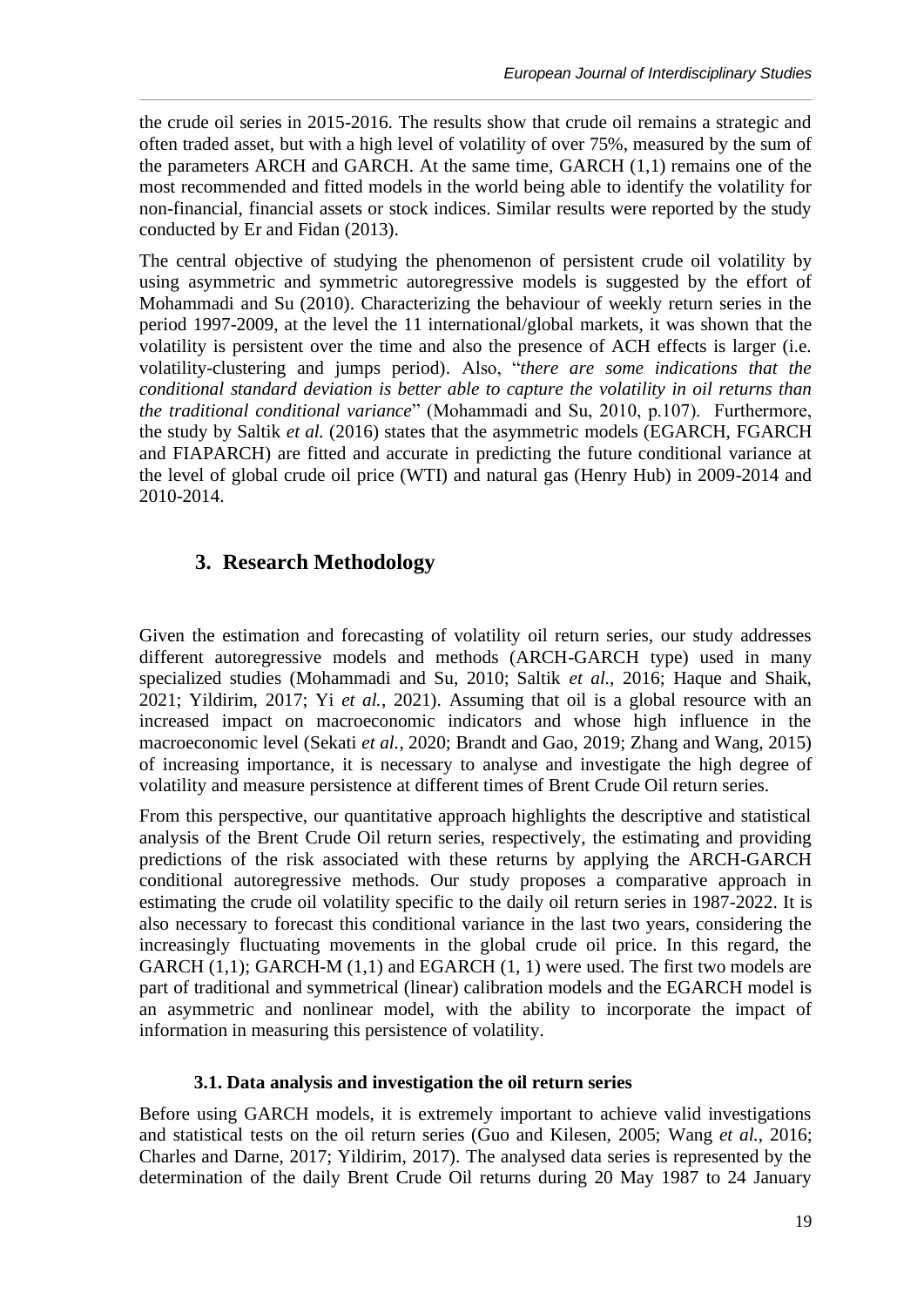the crude oil series in 2015-2016. The results show that crude oil remains a strategic and often traded asset, but with a high level of volatility of over 75%, measured by the sum of the parameters ARCH and GARCH. At the same time, GARCH (1,1) remains one of the most recommended and fitted models in the world being able to identify the volatility for non-financial, financial assets or stock indices. Similar results were reported by the study conducted by Er and Fidan (2013).

The central objective of studying the phenomenon of persistent crude oil volatility by using asymmetric and symmetric autoregressive models is suggested by the effort of Mohammadi and Su (2010). Characterizing the behaviour of weekly return series in the period 1997-2009, at the level the 11 international/global markets, it was shown that the volatility is persistent over the time and also the presence of ACH effects is larger (i.e. volatility-clustering and jumps period). Also, "*there are some indications that the conditional standard deviation is better able to capture the volatility in oil returns than the traditional conditional variance*" (Mohammadi and Su, 2010, p.107). Furthermore, the study by Saltik *et al.* (2016) states that the asymmetric models (EGARCH, FGARCH and FIAPARCH) are fitted and accurate in predicting the future conditional variance at the level of global crude oil price (WTI) and natural gas (Henry Hub) in 2009-2014 and 2010-2014.

## 3. Research Methodology

Given the estimation and forecasting of volatility oil return series, our study addresses different autoregressive models and methods (ARCH-GARCH type) used in many specialized studies (Mohammadi and Su, 2010; Saltik *et al.*, 2016; Haque and Shaik, 2021; Yildirim, 2017; Yi *et al.*, 2021). Assuming that oil is a global resource with an increased impact on macroeconomic indicators and whose high influence in the macroeconomic level (Sekati *et al.*, 2020; Brandt and Gao, 2019; Zhang and Wang, 2015) of increasing importance, it is necessary to analyse and investigate the high degree of volatility and measure persistence at different times of Brent Crude Oil return series.

From this perspective, our quantitative approach highlights the descriptive and statistical analysis of the Brent Crude Oil return series, respectively, the estimating and providing predictions of the risk associated with these returns by applying the ARCH-GARCH conditional autoregressive methods. Our study proposes a comparative approach in estimating the crude oil volatility specific to the daily oil return series in 1987-2022. It is also necessary to forecast this conditional variance in the last two years, considering the increasingly fluctuating movements in the global crude oil price. In this regard, the GARCH (1,1); GARCH-M (1,1) and EGARCH (1, 1) were used. The first two models are part of traditional and symmetrical (linear) calibration models and the EGARCH model is an asymmetric and nonlinear model, with the ability to incorporate the impact of information in measuring this persistence of volatility.

### 3.1. Data analysis and investigation the oil return series

Before using GARCH models, it is extremely important to achieve valid investigations and statistical tests on the oil return series (Guo and Kilesen, 2005; Wang *et al.*, 2016; Charles and Darne, 2017; Yildirim, 2017). The analysed data series is represented by the determination of the daily Brent Crude Oil returns during 20 May 1987 to 24 January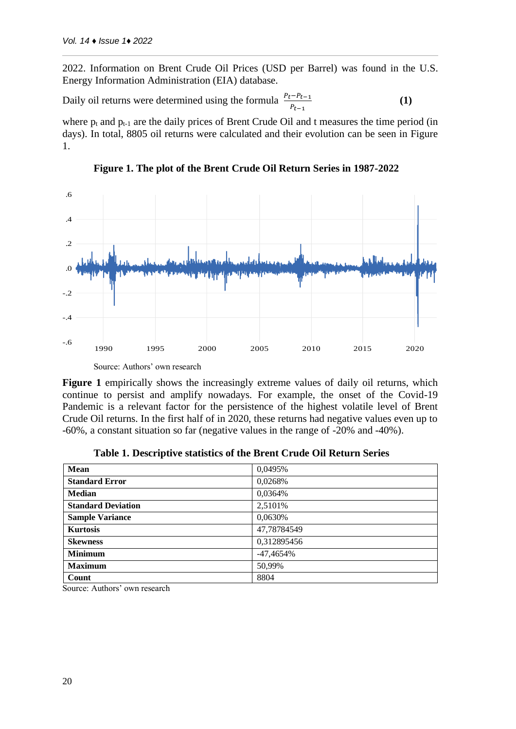2022. Information on Brent Crude Oil Prices (USD per Barrel) was found in the U.S. Energy Information Administration (EIA) database.

Daily oil returns were determined using the formula $\frac{P_t - P_{t-1}}{P_{t-1}}$ **(1)**

where $p_t$ and $p_{t-1}$ are the daily prices of Brent Crude Oil and t measures the time period (in days). In total, 8805 oil returns were calculated and their evolution can be seen in Figure 1.

**Figure 1. The plot of the Brent Crude Oil Return Series in 1987-2022**

Source: Authors' own research

**Figure 1** empirically shows the increasingly extreme values of daily oil returns, which continue to persist and amplify nowadays. For example, the onset of the Covid-19 Pandemic is a relevant factor for the persistence of the highest volatile level of Brent Crude Oil returns. In the first half of in 2020, these returns had negative values even up to -60%, a constant situation so far (negative values in the range of -20% and -40%).

**Table 1. Descriptive statistics of the Brent Crude Oil Return Series**

| | |
|---|---|
| **Mean** | 0,0495% |
| **Standard Error** | 0,0268% |
| **Median** | 0,0364% |
| **Standard Deviation** | 2,5101% |
| **Sample Variance** | 0,0630% |
| **Kurtosis** | 47,78784549 |
| **Skewness** | 0,312895456 |
| **Minimum** | -47,4654% |
| **Maximum** | 50,99% |
| **Count** | 8804 |

Source: Authors' own research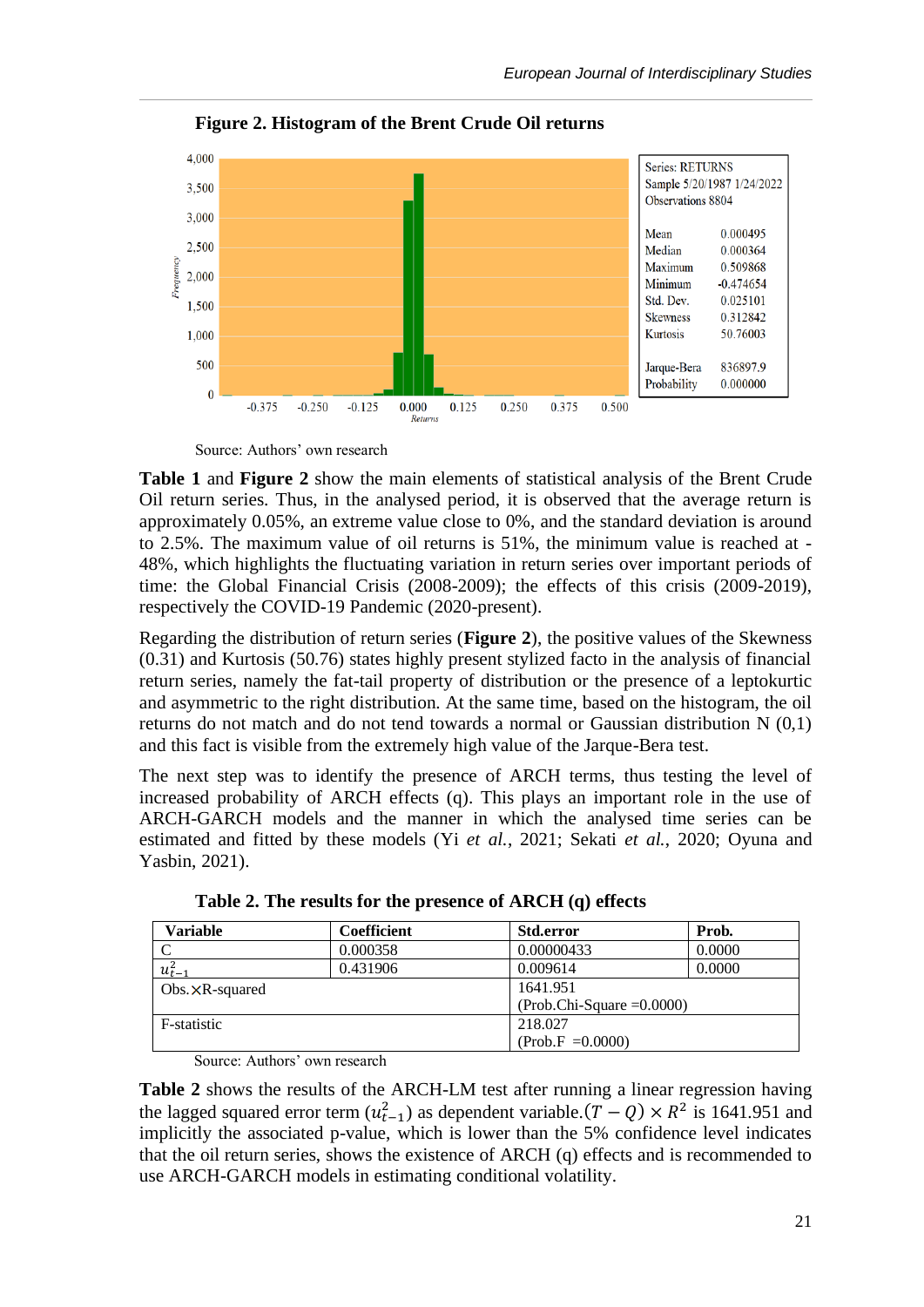**Figure 2. Histogram of the Brent Crude Oil returns**

| Series: RETURNS | |
|---|---|
| Sample 5/20/1987 1/24/2022 | |
| Observations 8804 | |
| Mean | 0.000495 |
| Median | 0.000364 |
| Maximum | 0.509868 |
| Minimum | -0.474654 |
| Std. Dev. | 0.025101 |
| Skewness | 0.312842 |
| Kurtosis | 50.76003 |
| Jarque-Bera | 836897.9 |
| Probability | 0.000000 |

Source: Authors' own research

**Table 1** and **Figure 2** show the main elements of statistical analysis of the Brent Crude Oil return series. Thus, in the analysed period, it is observed that the average return is approximately 0.05%, an extreme value close to 0%, and the standard deviation is around to 2.5%. The maximum value of oil returns is 51%, the minimum value is reached at -48%, which highlights the fluctuating variation in return series over important periods of time: the Global Financial Crisis (2008-2009); the effects of this crisis (2009-2019), respectively the COVID-19 Pandemic (2020-present).

Regarding the distribution of return series (**Figure 2**), the positive values of the Skewness (0.31) and Kurtosis (50.76) states highly present stylized facto in the analysis of financial return series, namely the fat-tail property of distribution or the presence of a leptokurtic and asymmetric to the right distribution. At the same time, based on the histogram, the oil returns do not match and do not tend towards a normal or Gaussian distribution N (0,1) and this fact is visible from the extremely high value of the Jarque-Bera test.

The next step was to identify the presence of ARCH terms, thus testing the level of increased probability of ARCH effects (q). This plays an important role in the use of ARCH-GARCH models and the manner in which the analysed time series can be estimated and fitted by these models (Yi *et al.*, 2021; Sekati *et al.*, 2020; Oyuna and Yasbin, 2021).

**Table 2. The results for the presence of ARCH (q) effects**

| Variable | Coefficient | Std.error | Prob. |
|---|---|---|---|
| C | 0.000358 | 0.00000433 | 0.0000 |
| $u_{t-1}^2$ | 0.431906 | 0.009614 | 0.0000 |
| Obs.×R-squared | | 1641.951 (Prob.Chi-Square =0.0000) | |
| F-statistic | | 218.027 (Prob.F =0.0000) | |

Source: Authors' own research

**Table 2** shows the results of the ARCH-LM test after running a linear regression having the lagged squared error term ($u_{t-1}^2$) as dependent variable.$(T - Q) \times R^2$ is 1641.951 and implicitly the associated p-value, which is lower than the 5% confidence level indicates that the oil return series, shows the existence of ARCH (q) effects and is recommended to use ARCH-GARCH models in estimating conditional volatility.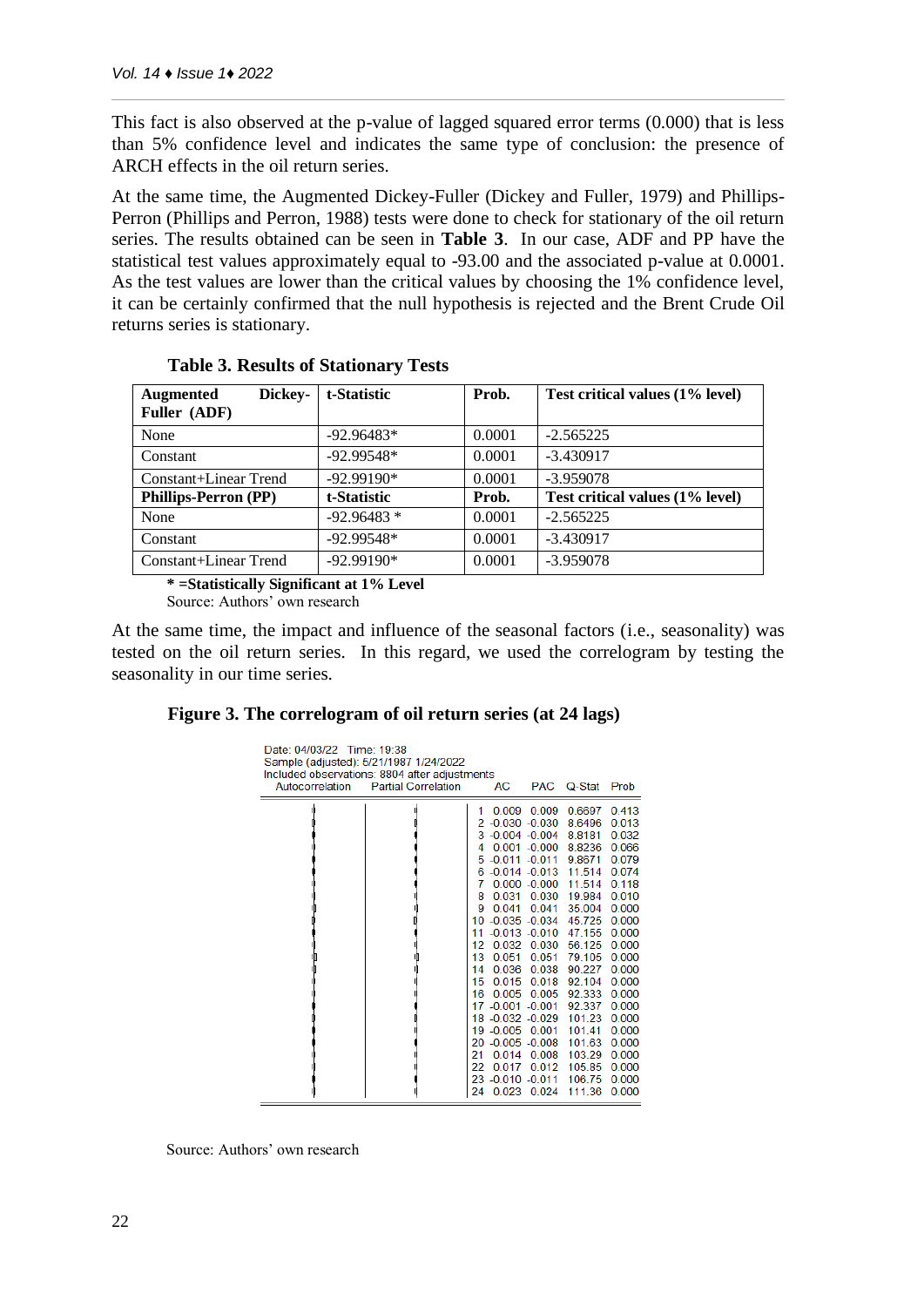This fact is also observed at the p-value of lagged squared error terms (0.000) that is less than 5% confidence level and indicates the same type of conclusion: the presence of ARCH effects in the oil return series.

At the same time, the Augmented Dickey-Fuller (Dickey and Fuller, 1979) and Phillips-Perron (Phillips and Perron, 1988) tests were done to check for stationary of the oil return series. The results obtained can be seen in **Table 3**. In our case, ADF and PP have the statistical test values approximately equal to -93.00 and the associated p-value at 0.0001. As the test values are lower than the critical values by choosing the 1% confidence level, it can be certainly confirmed that the null hypothesis is rejected and the Brent Crude Oil returns series is stationary.

**Table 3. Results of Stationary Tests**

| **Augmented Dickey-Fuller (ADF)** | **t-Statistic** | **Prob.** | **Test critical values (1% level)** |
|---|---|---|---|
| None | -92.96483* | 0.0001 | -2.565225 |
| Constant | -92.99548* | 0.0001 | -3.430917 |
| Constant+Linear Trend | -92.99190* | 0.0001 | -3.959078 |
| **Phillips-Perron (PP)** | **t-Statistic** | **Prob.** | **Test critical values (1% level)** |
| None | -92.96483 * | 0.0001 | -2.565225 |
| Constant | -92.99548* | 0.0001 | -3.430917 |
| Constant+Linear Trend | -92.99190* | 0.0001 | -3.959078 |

**\* =Statistically Significant at 1% Level**

Source: Authors' own research

At the same time, the impact and influence of the seasonal factors (i.e., seasonality) was tested on the oil return series. In this regard, we used the correlogram by testing the seasonality in our time series.

**Figure 3. The correlogram of oil return series (at 24 lags)**

Date: 04/03/22 Time: 19:38
Sample (adjusted): 5/21/1987 1/24/2022
Included observations: 8804 after adjustments

| Lag | AC | PAC | Q-Stat | Prob |
|---|---|---|---|---|
| 1 | 0.009 | 0.009 | 0.6697 | 0.413 |
| 2 | -0.030 | -0.030 | 8.6496 | 0.013 |
| 3 | -0.004 | -0.004 | 8.8181 | 0.032 |
| 4 | 0.001 | -0.000 | 8.8236 | 0.066 |
| 5 | -0.011 | -0.011 | 9.8671 | 0.079 |
| 6 | -0.014 | -0.013 | 11.514 | 0.074 |
| 7 | 0.000 | -0.000 | 11.514 | 0.118 |
| 8 | 0.031 | 0.030 | 19.984 | 0.010 |
| 9 | 0.041 | 0.041 | 35.004 | 0.000 |
| 10 | -0.035 | -0.034 | 45.725 | 0.000 |
| 11 | -0.013 | -0.010 | 47.155 | 0.000 |
| 12 | 0.032 | 0.030 | 56.125 | 0.000 |
| 13 | 0.051 | 0.051 | 79.105 | 0.000 |
| 14 | 0.036 | 0.038 | 90.227 | 0.000 |
| 15 | 0.015 | 0.018 | 92.104 | 0.000 |
| 16 | 0.005 | 0.005 | 92.333 | 0.000 |
| 17 | -0.001 | -0.001 | 92.337 | 0.000 |
| 18 | -0.032 | -0.029 | 101.23 | 0.000 |
| 19 | -0.005 | 0.001 | 101.41 | 0.000 |
| 20 | -0.005 | -0.008 | 101.63 | 0.000 |
| 21 | 0.014 | 0.008 | 103.29 | 0.000 |
| 22 | 0.017 | 0.012 | 105.85 | 0.000 |
| 23 | -0.010 | -0.011 | 106.75 | 0.000 |
| 24 | 0.023 | 0.024 | 111.36 | 0.000 |

Source: Authors' own research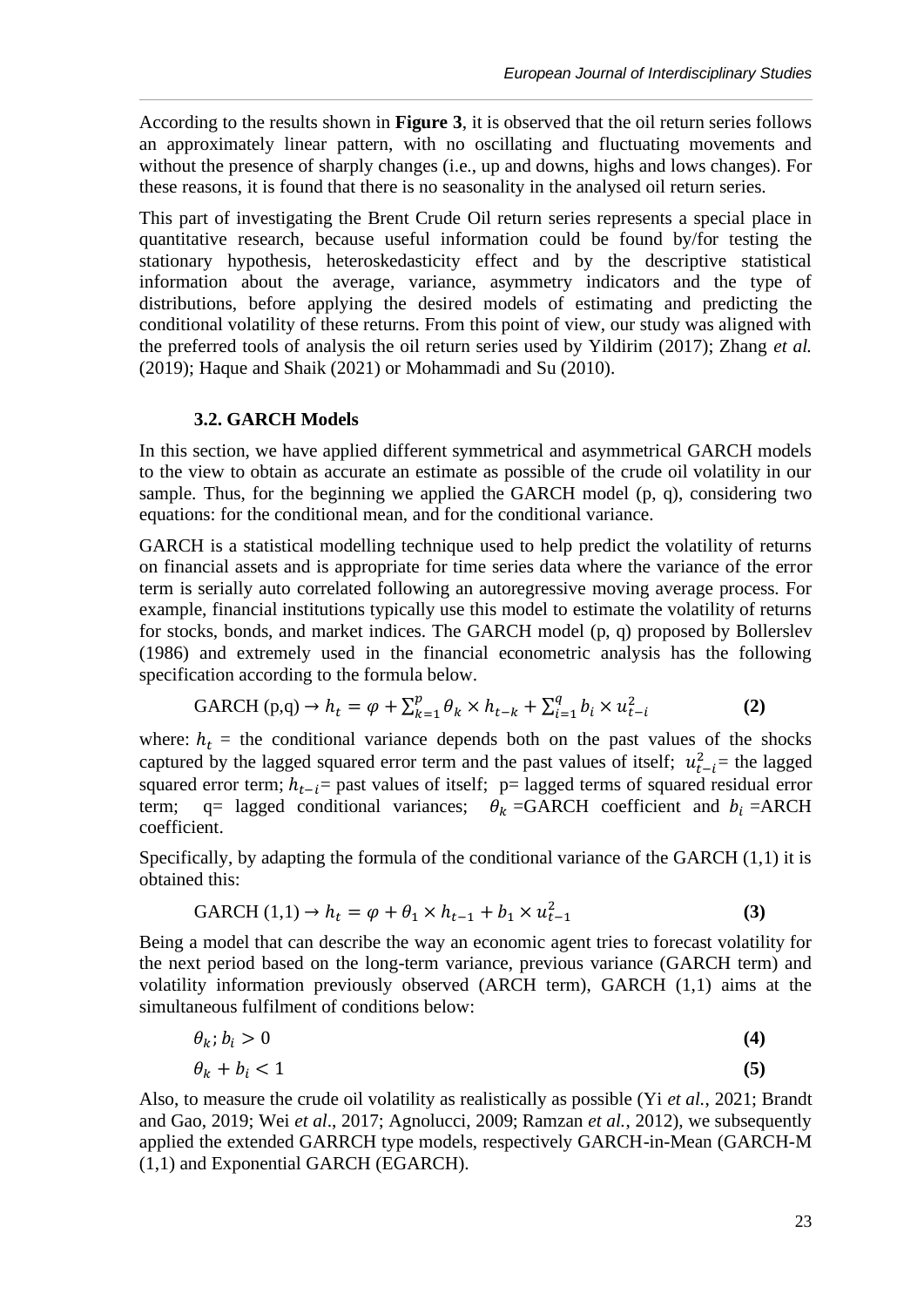According to the results shown in **Figure 3**, it is observed that the oil return series follows an approximately linear pattern, with no oscillating and fluctuating movements and without the presence of sharply changes (i.e., up and downs, highs and lows changes). For these reasons, it is found that there is no seasonality in the analysed oil return series.

This part of investigating the Brent Crude Oil return series represents a special place in quantitative research, because useful information could be found by/for testing the stationary hypothesis, heteroskedasticity effect and by the descriptive statistical information about the average, variance, asymmetry indicators and the type of distributions, before applying the desired models of estimating and predicting the conditional volatility of these returns. From this point of view, our study was aligned with the preferred tools of analysis the oil return series used by Yildirim (2017); Zhang *et al.* (2019); Haque and Shaik (2021) or Mohammadi and Su (2010).

### 3.2. GARCH Models

In this section, we have applied different symmetrical and asymmetrical GARCH models to the view to obtain as accurate an estimate as possible of the crude oil volatility in our sample. Thus, for the beginning we applied the GARCH model (p, q), considering two equations: for the conditional mean, and for the conditional variance.

GARCH is a statistical modelling technique used to help predict the volatility of returns on financial assets and is appropriate for time series data where the variance of the error term is serially auto correlated following an autoregressive moving average process. For example, financial institutions typically use this model to estimate the volatility of returns for stocks, bonds, and market indices. The GARCH model (p, q) proposed by Bollerslev (1986) and extremely used in the financial econometric analysis has the following specification according to the formula below.

$$\text{GARCH (p,q)} \rightarrow h_t = \varphi + \sum_{k=1}^{p} \theta_k \times h_{t-k} + \sum_{i=1}^{q} b_i \times u_{t-i}^2 \qquad \textbf{(2)}$$

where: $h_t$ = the conditional variance depends both on the past values of the shocks captured by the lagged squared error term and the past values of itself; $u_{t-i}^2$= the lagged squared error term; $h_{t-i}$= past values of itself; p= lagged terms of squared residual error term; q= lagged conditional variances; $\theta_k$ =GARCH coefficient and $b_i$ =ARCH coefficient.

Specifically, by adapting the formula of the conditional variance of the GARCH (1,1) it is obtained this:

$$\text{GARCH (1,1)} \rightarrow h_t = \varphi + \theta_1 \times h_{t-1} + b_1 \times u_{t-1}^2 \qquad \textbf{(3)}$$

Being a model that can describe the way an economic agent tries to forecast volatility for the next period based on the long-term variance, previous variance (GARCH term) and volatility information previously observed (ARCH term), GARCH (1,1) aims at the simultaneous fulfilment of conditions below:

$$\theta_k; b_i > 0 \qquad \textbf{(4)}$$

$$\theta_k + b_i < 1 \qquad \textbf{(5)}$$

Also, to measure the crude oil volatility as realistically as possible (Yi *et al.*, 2021; Brandt and Gao, 2019; Wei *et al*., 2017; Agnolucci, 2009; Ramzan *et al.*, 2012), we subsequently applied the extended GARRCH type models, respectively GARCH-in-Mean (GARCH-M (1,1) and Exponential GARCH (EGARCH).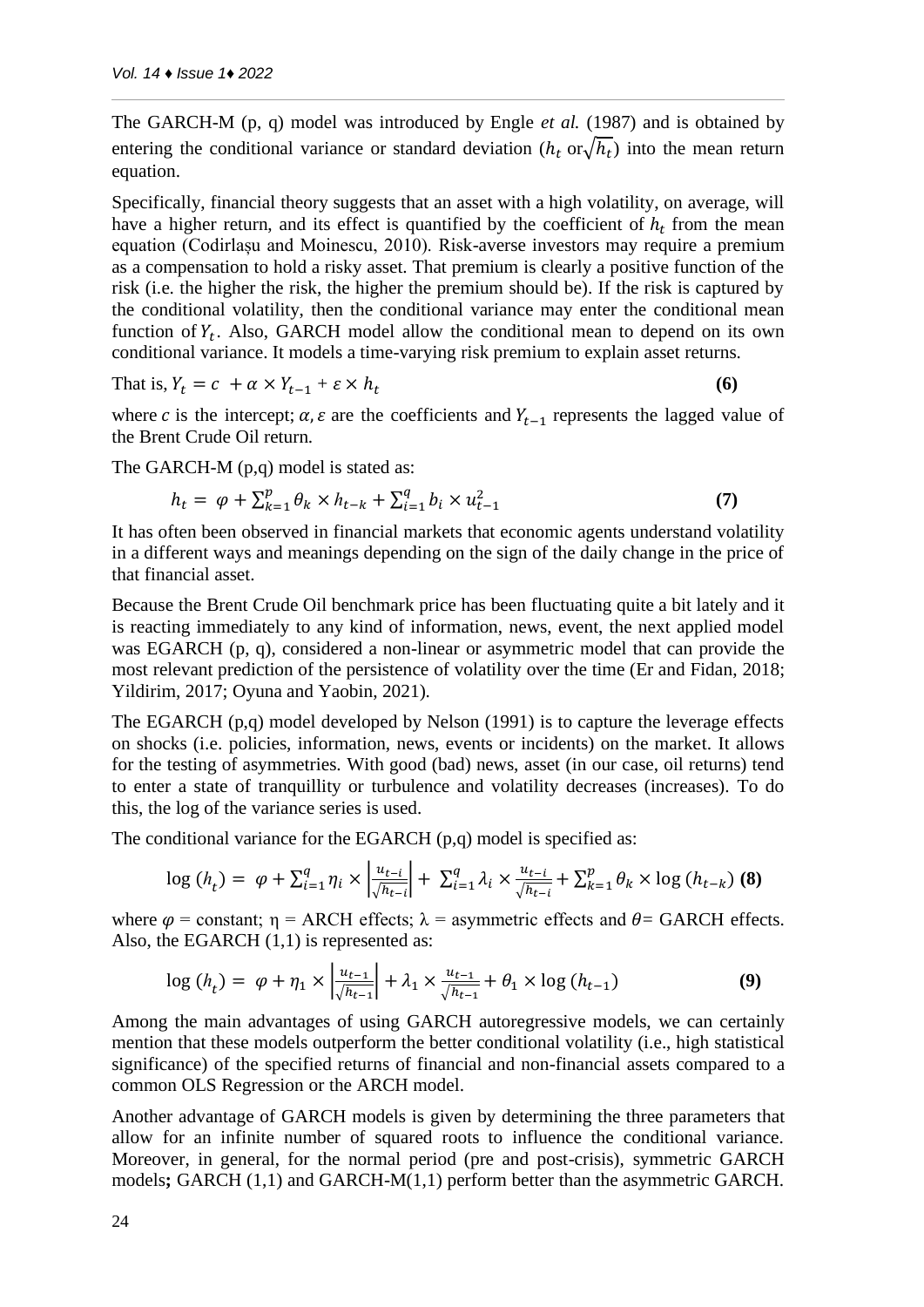The GARCH-M (p, q) model was introduced by Engle *et al.* (1987) and is obtained by entering the conditional variance or standard deviation ($h_t$ or $\sqrt{h_t}$) into the mean return equation.

Specifically, financial theory suggests that an asset with a high volatility, on average, will have a higher return, and its effect is quantified by the coefficient of $h_t$ from the mean equation (Codirlașu and Moinescu, 2010). Risk-averse investors may require a premium as a compensation to hold a risky asset. That premium is clearly a positive function of the risk (i.e. the higher the risk, the higher the premium should be). If the risk is captured by the conditional volatility, then the conditional variance may enter the conditional mean function of $Y_t$. Also, GARCH model allow the conditional mean to depend on its own conditional variance. It models a time-varying risk premium to explain asset returns.

That is, $Y_t = c + \alpha \times Y_{t-1} + \varepsilon \times h_t$ **(6)**

where $c$ is the intercept; $\alpha, \varepsilon$ are the coefficients and $Y_{t-1}$ represents the lagged value of the Brent Crude Oil return.

The GARCH-M (p,q) model is stated as:

$$h_t = \varphi + \sum_{k=1}^{p} \theta_k \times h_{t-k} + \sum_{i=1}^{q} b_i \times u_{t-1}^2 \quad \textbf{(7)}$$

It has often been observed in financial markets that economic agents understand volatility in a different ways and meanings depending on the sign of the daily change in the price of that financial asset.

Because the Brent Crude Oil benchmark price has been fluctuating quite a bit lately and it is reacting immediately to any kind of information, news, event, the next applied model was EGARCH (p, q), considered a non-linear or asymmetric model that can provide the most relevant prediction of the persistence of volatility over the time (Er and Fidan, 2018; Yildirim, 2017; Oyuna and Yaobin, 2021).

The EGARCH (p,q) model developed by Nelson (1991) is to capture the leverage effects on shocks (i.e. policies, information, news, events or incidents) on the market. It allows for the testing of asymmetries. With good (bad) news, asset (in our case, oil returns) tend to enter a state of tranquillity or turbulence and volatility decreases (increases). To do this, the log of the variance series is used.

The conditional variance for the EGARCH (p,q) model is specified as:

$$\log(h_t) = \varphi + \sum_{i=1}^{q} \eta_i \times \left|\frac{u_{t-i}}{\sqrt{h_{t-i}}}\right| + \sum_{i=1}^{q} \lambda_i \times \frac{u_{t-i}}{\sqrt{h_{t-i}}} + \sum_{k=1}^{p} \theta_k \times \log(h_{t-k}) \quad \textbf{(8)}$$

where $\varphi$ = constant; $\eta$ = ARCH effects; $\lambda$ = asymmetric effects and $\theta$= GARCH effects. Also, the EGARCH (1,1) is represented as:

$$\log(h_t) = \varphi + \eta_1 \times \left|\frac{u_{t-1}}{\sqrt{h_{t-1}}}\right| + \lambda_1 \times \frac{u_{t-1}}{\sqrt{h_{t-1}}} + \theta_1 \times \log(h_{t-1}) \quad \textbf{(9)}$$

Among the main advantages of using GARCH autoregressive models, we can certainly mention that these models outperform the better conditional volatility (i.e., high statistical significance) of the specified returns of financial and non-financial assets compared to a common OLS Regression or the ARCH model.

Another advantage of GARCH models is given by determining the three parameters that allow for an infinite number of squared roots to influence the conditional variance. Moreover, in general, for the normal period (pre and post-crisis), symmetric GARCH models**;** GARCH (1,1) and GARCH-M(1,1) perform better than the asymmetric GARCH.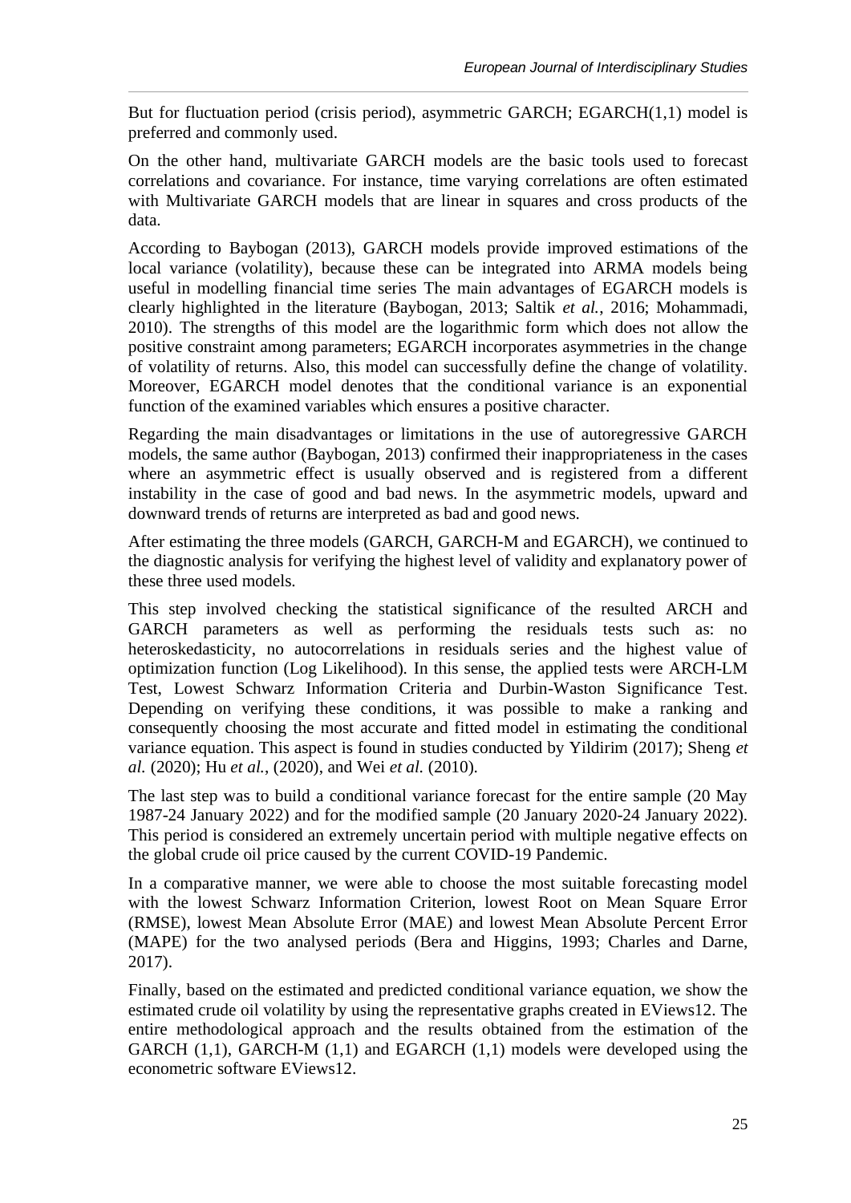But for fluctuation period (crisis period), asymmetric GARCH; EGARCH(1,1) model is preferred and commonly used.

On the other hand, multivariate GARCH models are the basic tools used to forecast correlations and covariance. For instance, time varying correlations are often estimated with Multivariate GARCH models that are linear in squares and cross products of the data.

According to Baybogan (2013), GARCH models provide improved estimations of the local variance (volatility), because these can be integrated into ARMA models being useful in modelling financial time series The main advantages of EGARCH models is clearly highlighted in the literature (Baybogan, 2013; Saltik *et al.*, 2016; Mohammadi, 2010). The strengths of this model are the logarithmic form which does not allow the positive constraint among parameters; EGARCH incorporates asymmetries in the change of volatility of returns. Also, this model can successfully define the change of volatility. Moreover, EGARCH model denotes that the conditional variance is an exponential function of the examined variables which ensures a positive character.

Regarding the main disadvantages or limitations in the use of autoregressive GARCH models, the same author (Baybogan, 2013) confirmed their inappropriateness in the cases where an asymmetric effect is usually observed and is registered from a different instability in the case of good and bad news. In the asymmetric models, upward and downward trends of returns are interpreted as bad and good news.

After estimating the three models (GARCH, GARCH-M and EGARCH), we continued to the diagnostic analysis for verifying the highest level of validity and explanatory power of these three used models.

This step involved checking the statistical significance of the resulted ARCH and GARCH parameters as well as performing the residuals tests such as: no heteroskedasticity, no autocorrelations in residuals series and the highest value of optimization function (Log Likelihood). In this sense, the applied tests were ARCH-LM Test, Lowest Schwarz Information Criteria and Durbin-Waston Significance Test. Depending on verifying these conditions, it was possible to make a ranking and consequently choosing the most accurate and fitted model in estimating the conditional variance equation. This aspect is found in studies conducted by Yildirim (2017); Sheng *et al.* (2020); Hu *et al.*, (2020), and Wei *et al.* (2010).

The last step was to build a conditional variance forecast for the entire sample (20 May 1987-24 January 2022) and for the modified sample (20 January 2020-24 January 2022). This period is considered an extremely uncertain period with multiple negative effects on the global crude oil price caused by the current COVID-19 Pandemic.

In a comparative manner, we were able to choose the most suitable forecasting model with the lowest Schwarz Information Criterion, lowest Root on Mean Square Error (RMSE), lowest Mean Absolute Error (MAE) and lowest Mean Absolute Percent Error (MAPE) for the two analysed periods (Bera and Higgins, 1993; Charles and Darne, 2017).

Finally, based on the estimated and predicted conditional variance equation, we show the estimated crude oil volatility by using the representative graphs created in EViews12. The entire methodological approach and the results obtained from the estimation of the GARCH (1,1), GARCH-M (1,1) and EGARCH (1,1) models were developed using the econometric software EViews12.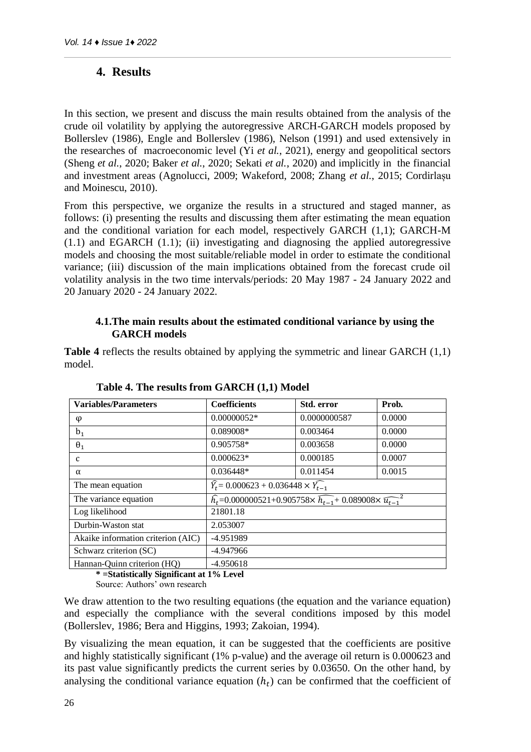## 4. Results

In this section, we present and discuss the main results obtained from the analysis of the crude oil volatility by applying the autoregressive ARCH-GARCH models proposed by Bollerslev (1986), Engle and Bollerslev (1986), Nelson (1991) and used extensively in the researches of macroeconomic level (Yi *et al.*, 2021), energy and geopolitical sectors (Sheng *et al.*, 2020; Baker *et al.*, 2020; Sekati *et al.*, 2020) and implicitly in the financial and investment areas (Agnolucci, 2009; Wakeford, 2008; Zhang *et al.*, 2015; Cordirlașu and Moinescu, 2010).

From this perspective, we organize the results in a structured and staged manner, as follows: (i) presenting the results and discussing them after estimating the mean equation and the conditional variation for each model, respectively GARCH (1,1); GARCH-M (1.1) and EGARCH (1.1); (ii) investigating and diagnosing the applied autoregressive models and choosing the most suitable/reliable model in order to estimate the conditional variance; (iii) discussion of the main implications obtained from the forecast crude oil volatility analysis in the two time intervals/periods: 20 May 1987 - 24 January 2022 and 20 January 2020 - 24 January 2022.

### 4.1. The main results about the estimated conditional variance by using the GARCH models

**Table 4** reflects the results obtained by applying the symmetric and linear GARCH (1,1) model.

**Table 4. The results from GARCH (1,1) Model**

| Variables/Parameters | Coefficients | Std. error | Prob. |
|---|---|---|---|
| $\varphi$ | 0.00000052* | 0.0000000587 | 0.0000 |
| $b_1$ | 0.089008* | 0.003464 | 0.0000 |
| $\theta_1$ | 0.905758* | 0.003658 | 0.0000 |
| c | 0.000623* | 0.000185 | 0.0007 |
| $\alpha$ | 0.036448* | 0.011454 | 0.0015 |
| The mean equation | $\widehat{Y_t} = 0.000623 + 0.036448 \times \widehat{Y_{t-1}}$ | | |
| The variance equation | $\widehat{h_t} = 0.000000521 + 0.905758 \times \widehat{h_{t-1}} + 0.089008 \times \widehat{u_{t-1}}^2$ | | |
| Log likelihood | 21801.18 | | |
| Durbin-Waston stat | 2.053007 | | |
| Akaike information criterion (AIC) | -4.951989 | | |
| Schwarz criterion (SC) | -4.947966 | | |
| Hannan-Quinn criterion (HQ) | -4.950618 | | |

**\* =Statistically Significant at 1% Level**

Source: Authors' own research

We draw attention to the two resulting equations (the equation and the variance equation) and especially the compliance with the several conditions imposed by this model (Bollerslev, 1986; Bera and Higgins, 1993; Zakoian, 1994).

By visualizing the mean equation, it can be suggested that the coefficients are positive and highly statistically significant (1% p-value) and the average oil return is 0.000623 and its past value significantly predicts the current series by 0.03650. On the other hand, by analysing the conditional variance equation ($h_t$) can be confirmed that the coefficient of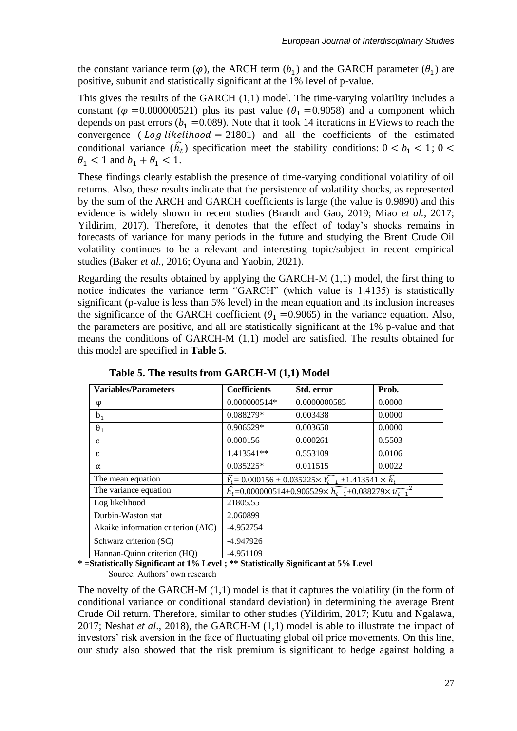the constant variance term ($\varphi$), the ARCH term ($b_1$) and the GARCH parameter ($\theta_1$) are positive, subunit and statistically significant at the 1% level of p-value.

This gives the results of the GARCH (1,1) model. The time-varying volatility includes a constant ($\varphi$ =0.000000521) plus its past value ($\theta_1$ =0.9058) and a component which depends on past errors ($b_1$ =0.089). Note that it took 14 iterations in EViews to reach the convergence ( $Log\ likelihood = 21801$) and all the coefficients of the estimated conditional variance ($\widehat{h_t}$) specification meet the stability conditions: $0 < b_1 < 1$; $0 < \theta_1 < 1$ and $b_1 + \theta_1 < 1$.

These findings clearly establish the presence of time-varying conditional volatility of oil returns. Also, these results indicate that the persistence of volatility shocks, as represented by the sum of the ARCH and GARCH coefficients is large (the value is 0.9890) and this evidence is widely shown in recent studies (Brandt and Gao, 2019; Miao *et al.*, 2017; Yildirim, 2017). Therefore, it denotes that the effect of today's shocks remains in forecasts of variance for many periods in the future and studying the Brent Crude Oil volatility continues to be a relevant and interesting topic/subject in recent empirical studies (Baker *et al.*, 2016; Oyuna and Yaobin, 2021).

Regarding the results obtained by applying the GARCH-M (1,1) model, the first thing to notice indicates the variance term "GARCH" (which value is 1.4135) is statistically significant (p-value is less than 5% level) in the mean equation and its inclusion increases the significance of the GARCH coefficient ($\theta_1$ =0.9065) in the variance equation. Also, the parameters are positive, and all are statistically significant at the 1% p-value and that means the conditions of GARCH-M (1,1) model are satisfied. The results obtained for this model are specified in **Table 5**.

**Table 5. The results from GARCH-M (1,1) Model**

| Variables/Parameters | Coefficients | Std. error | Prob. |
|---|---|---|---|
| $\varphi$ | 0.000000514* | 0.0000000585 | 0.0000 |
| $b_1$ | 0.088279* | 0.003438 | 0.0000 |
| $\theta_1$ | 0.906529* | 0.003650 | 0.0000 |
| c | 0.000156 | 0.000261 | 0.5503 |
| $\varepsilon$ | 1.413541** | 0.553109 | 0.0106 |
| $\alpha$ | 0.035225* | 0.011515 | 0.0022 |
| The mean equation | $\widehat{Y_t}$= 0.000156 + 0.035225$\times \widehat{Y_{t-1}}$ +1.413541 $\times \widehat{h_t}$ | | |
| The variance equation | $\widehat{h_t}$=0.000000514+0.906529$\times \widehat{h_{t-1}}$+0.088279$\times \widehat{u_{t-1}}^2$ | | |
| Log likelihood | 21805.55 | | |
| Durbin-Waston stat | 2.060899 | | |
| Akaike information criterion (AIC) | -4.952754 | | |
| Schwarz criterion (SC) | -4.947926 | | |
| Hannan-Quinn criterion (HQ) | -4.951109 | | |

**\* =Statistically Significant at 1% Level ; \*\* Statistically Significant at 5% Level**

Source: Authors' own research

The novelty of the GARCH-M (1,1) model is that it captures the volatility (in the form of conditional variance or conditional standard deviation) in determining the average Brent Crude Oil return. Therefore, similar to other studies (Yildirim, 2017; Kutu and Ngalawa, 2017; Neshat *et al*., 2018), the GARCH-M (1,1) model is able to illustrate the impact of investors' risk aversion in the face of fluctuating global oil price movements. On this line, our study also showed that the risk premium is significant to hedge against holding a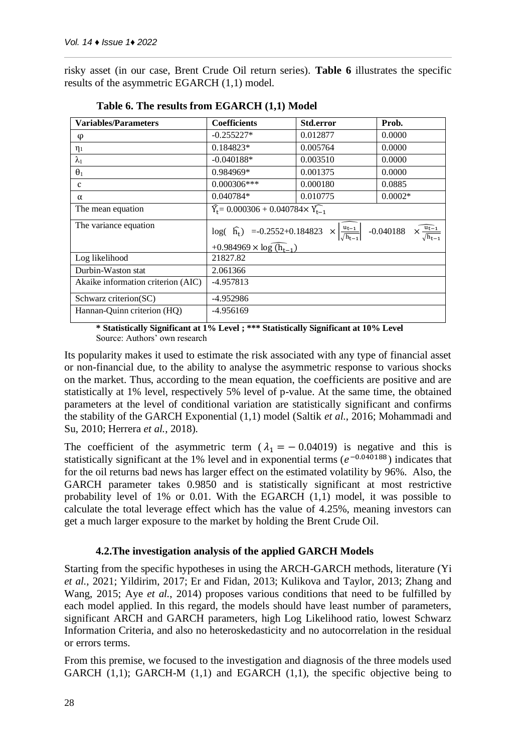risky asset (in our case, Brent Crude Oil return series). **Table 6** illustrates the specific results of the asymmetric EGARCH (1,1) model.

**Table 6. The results from EGARCH (1,1) Model**

| Variables/Parameters | Coefficients | Std.error | Prob. |
|---|---|---|---|
| $\varphi$ | -0.255227* | 0.012877 | 0.0000 |
| $\eta_1$ | 0.184823* | 0.005764 | 0.0000 |
| $\lambda_1$ | -0.040188* | 0.003510 | 0.0000 |
| $\theta_1$ | 0.984969* | 0.001375 | 0.0000 |
| c | 0.000306*** | 0.000180 | 0.0885 |
| $\alpha$ | 0.040784* | 0.010775 | 0.0002* |
| The mean equation | $\widehat{Y_t} = 0.000306 + 0.040784 \times \widehat{Y_{t-1}}$ | | |
| The variance equation | $\log(\widehat{h_t}) = -0.2552 + 0.184823 \times \left\lvert\widehat{\frac{u_{t-1}}{\sqrt{h_{t-1}}}}\right\rvert - 0.040188 \times \widehat{\frac{u_{t-1}}{\sqrt{h_{t-1}}}} + 0.984969 \times \log\widehat{(h_{t-1})}$ | | |
| Log likelihood | 21827.82 | | |
| Durbin-Waston stat | 2.061366 | | |
| Akaike information criterion (AIC) | -4.957813 | | |
| Schwarz criterion(SC) | -4.952986 | | |
| Hannan-Quinn criterion (HQ) | -4.956169 | | |

**\* Statistically Significant at 1% Level ; \*\*\* Statistically Significant at 10% Level**
Source: Authors' own research

Its popularity makes it used to estimate the risk associated with any type of financial asset or non-financial due, to the ability to analyse the asymmetric response to various shocks on the market. Thus, according to the mean equation, the coefficients are positive and are statistically at 1% level, respectively 5% level of p-value. At the same time, the obtained parameters at the level of conditional variation are statistically significant and confirms the stability of the GARCH Exponential (1,1) model (Saltik *et al.*, 2016; Mohammadi and Su, 2010; Herrera *et al.*, 2018).

The coefficient of the asymmetric term ($\lambda_1 = -0.04019$) is negative and this is statistically significant at the 1% level and in exponential terms ($e^{-0.040188}$) indicates that for the oil returns bad news has larger effect on the estimated volatility by 96%. Also, the GARCH parameter takes 0.9850 and is statistically significant at most restrictive probability level of 1% or 0.01. With the EGARCH (1,1) model, it was possible to calculate the total leverage effect which has the value of 4.25%, meaning investors can get a much larger exposure to the market by holding the Brent Crude Oil.

### 4.2.The investigation analysis of the applied GARCH Models

Starting from the specific hypotheses in using the ARCH-GARCH methods, literature (Yi *et al.*, 2021; Yildirim, 2017; Er and Fidan, 2013; Kulikova and Taylor, 2013; Zhang and Wang, 2015; Aye *et al.*, 2014) proposes various conditions that need to be fulfilled by each model applied. In this regard, the models should have least number of parameters, significant ARCH and GARCH parameters, high Log Likelihood ratio, lowest Schwarz Information Criteria, and also no heteroskedasticity and no autocorrelation in the residual or errors terms.

From this premise, we focused to the investigation and diagnosis of the three models used GARCH (1,1); GARCH-M (1,1) and EGARCH (1,1), the specific objective being to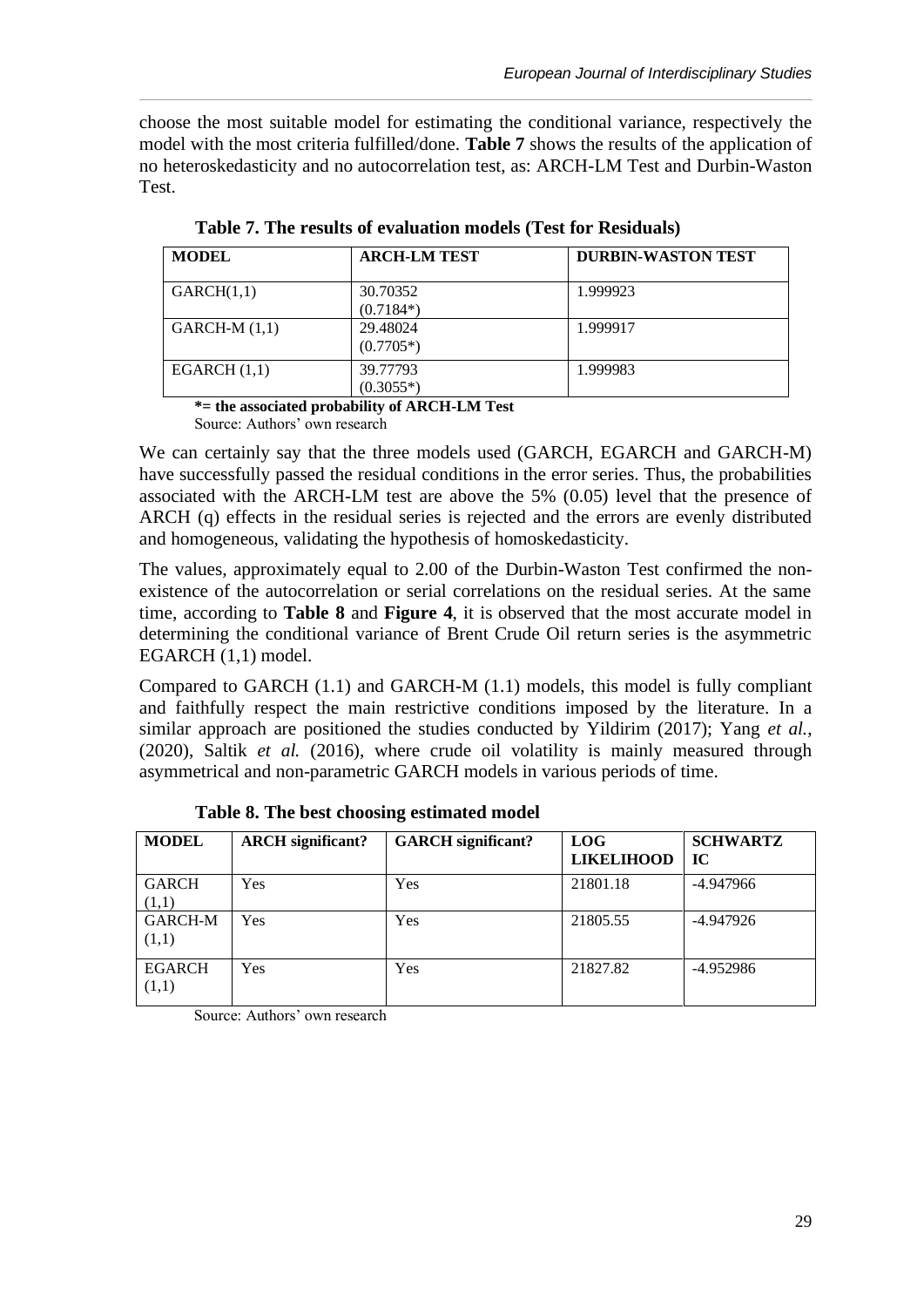choose the most suitable model for estimating the conditional variance, respectively the model with the most criteria fulfilled/done. **Table 7** shows the results of the application of no heteroskedasticity and no autocorrelation test, as: ARCH-LM Test and Durbin-Waston Test.

**Table 7. The results of evaluation models (Test for Residuals)**

| MODEL | ARCH-LM TEST | DURBIN-WASTON TEST |
|---|---|---|
| GARCH(1,1) | 30.70352 (0.7184*) | 1.999923 |
| GARCH-M (1,1) | 29.48024 (0.7705*) | 1.999917 |
| EGARCH (1,1) | 39.77793 (0.3055*) | 1.999983 |

**\*= the associated probability of ARCH-LM Test**
Source: Authors' own research

We can certainly say that the three models used (GARCH, EGARCH and GARCH-M) have successfully passed the residual conditions in the error series. Thus, the probabilities associated with the ARCH-LM test are above the 5% (0.05) level that the presence of ARCH (q) effects in the residual series is rejected and the errors are evenly distributed and homogeneous, validating the hypothesis of homoskedasticity.

The values, approximately equal to 2.00 of the Durbin-Waston Test confirmed the non-existence of the autocorrelation or serial correlations on the residual series. At the same time, according to **Table 8** and **Figure 4**, it is observed that the most accurate model in determining the conditional variance of Brent Crude Oil return series is the asymmetric EGARCH (1,1) model.

Compared to GARCH (1.1) and GARCH-M (1.1) models, this model is fully compliant and faithfully respect the main restrictive conditions imposed by the literature. In a similar approach are positioned the studies conducted by Yildirim (2017); Yang *et al.*, (2020), Saltik *et al.* (2016), where crude oil volatility is mainly measured through asymmetrical and non-parametric GARCH models in various periods of time.

**Table 8. The best choosing estimated model**

| MODEL | ARCH significant? | GARCH significant? | LOG LIKELIHOOD | SCHWARTZ IC |
|---|---|---|---|---|
| GARCH (1,1) | Yes | Yes | 21801.18 | -4.947966 |
| GARCH-M (1,1) | Yes | Yes | 21805.55 | -4.947926 |
| EGARCH (1,1) | Yes | Yes | 21827.82 | -4.952986 |

Source: Authors' own research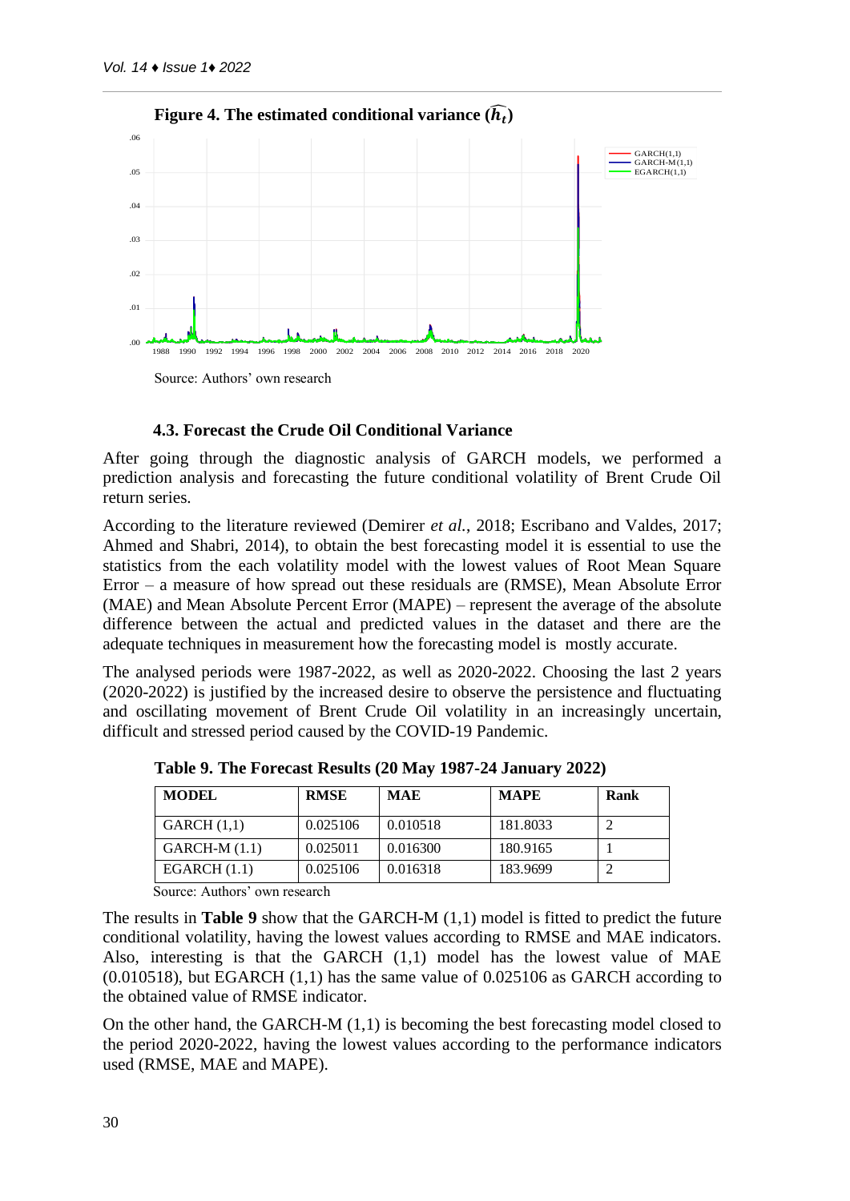**Figure 4. The estimated conditional variance ($\widehat{h_t}$)**

Source: Authors' own research

### 4.3. Forecast the Crude Oil Conditional Variance

After going through the diagnostic analysis of GARCH models, we performed a prediction analysis and forecasting the future conditional volatility of Brent Crude Oil return series.

According to the literature reviewed (Demirer *et al.*, 2018; Escribano and Valdes, 2017; Ahmed and Shabri, 2014), to obtain the best forecasting model it is essential to use the statistics from the each volatility model with the lowest values of Root Mean Square Error – a measure of how spread out these residuals are (RMSE), Mean Absolute Error (MAE) and Mean Absolute Percent Error (MAPE) – represent the average of the absolute difference between the actual and predicted values in the dataset and there are the adequate techniques in measurement how the forecasting model is mostly accurate.

The analysed periods were 1987-2022, as well as 2020-2022. Choosing the last 2 years (2020-2022) is justified by the increased desire to observe the persistence and fluctuating and oscillating movement of Brent Crude Oil volatility in an increasingly uncertain, difficult and stressed period caused by the COVID-19 Pandemic.

**Table 9. The Forecast Results (20 May 1987-24 January 2022)**

| MODEL | RMSE | MAE | MAPE | Rank |
|---|---|---|---|---|
| GARCH (1,1) | 0.025106 | 0.010518 | 181.8033 | 2 |
| GARCH-M (1.1) | 0.025011 | 0.016300 | 180.9165 | 1 |
| EGARCH (1.1) | 0.025106 | 0.016318 | 183.9699 | 2 |

Source: Authors' own research

The results in **Table 9** show that the GARCH-M (1,1) model is fitted to predict the future conditional volatility, having the lowest values according to RMSE and MAE indicators. Also, interesting is that the GARCH (1,1) model has the lowest value of MAE (0.010518), but EGARCH (1,1) has the same value of 0.025106 as GARCH according to the obtained value of RMSE indicator.

On the other hand, the GARCH-M (1,1) is becoming the best forecasting model closed to the period 2020-2022, having the lowest values according to the performance indicators used (RMSE, MAE and MAPE).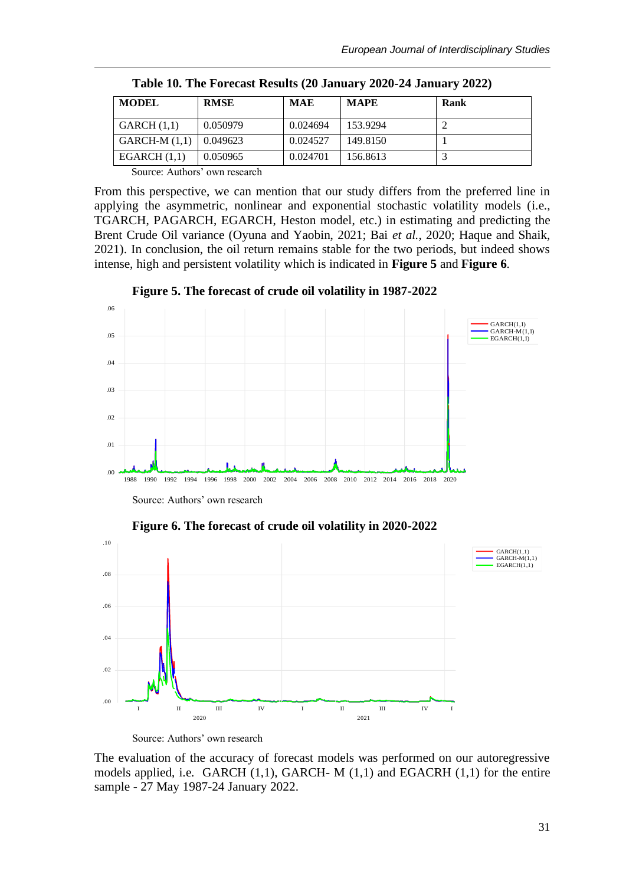**Table 10. The Forecast Results (20 January 2020-24 January 2022)**

| MODEL | RMSE | MAE | MAPE | Rank |
|---|---|---|---|---|
| GARCH (1,1) | 0.050979 | 0.024694 | 153.9294 | 2 |
| GARCH-M (1,1) | 0.049623 | 0.024527 | 149.8150 | 1 |
| EGARCH (1,1) | 0.050965 | 0.024701 | 156.8613 | 3 |

Source: Authors' own research

From this perspective, we can mention that our study differs from the preferred line in applying the asymmetric, nonlinear and exponential stochastic volatility models (i.e., TGARCH, PAGARCH, EGARCH, Heston model, etc.) in estimating and predicting the Brent Crude Oil variance (Oyuna and Yaobin, 2021; Bai *et al.*, 2020; Haque and Shaik, 2021). In conclusion, the oil return remains stable for the two periods, but indeed shows intense, high and persistent volatility which is indicated in **Figure 5** and **Figure 6**.

**Figure 5. The forecast of crude oil volatility in 1987-2022**

Source: Authors' own research

**Figure 6. The forecast of crude oil volatility in 2020-2022**

Source: Authors' own research

The evaluation of the accuracy of forecast models was performed on our autoregressive models applied, i.e. GARCH (1,1), GARCH- M (1,1) and EGACRH (1,1) for the entire sample - 27 May 1987-24 January 2022.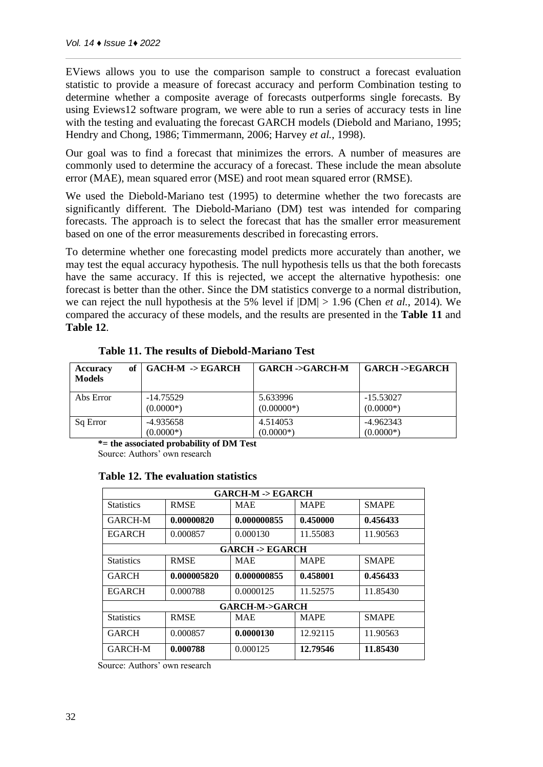EViews allows you to use the comparison sample to construct a forecast evaluation statistic to provide a measure of forecast accuracy and perform Combination testing to determine whether a composite average of forecasts outperforms single forecasts. By using Eviews12 software program, we were able to run a series of accuracy tests in line with the testing and evaluating the forecast GARCH models (Diebold and Mariano, 1995; Hendry and Chong, 1986; Timmermann, 2006; Harvey *et al.*, 1998).

Our goal was to find a forecast that minimizes the errors. A number of measures are commonly used to determine the accuracy of a forecast. These include the mean absolute error (MAE), mean squared error (MSE) and root mean squared error (RMSE).

We used the Diebold-Mariano test (1995) to determine whether the two forecasts are significantly different. The Diebold-Mariano (DM) test was intended for comparing forecasts. The approach is to select the forecast that has the smaller error measurement based on one of the error measurements described in forecasting errors.

To determine whether one forecasting model predicts more accurately than another, we may test the equal accuracy hypothesis. The null hypothesis tells us that the both forecasts have the same accuracy. If this is rejected, we accept the alternative hypothesis: one forecast is better than the other. Since the DM statistics converge to a normal distribution, we can reject the null hypothesis at the 5% level if $|DM| > 1.96$ (Chen *et al.*, 2014). We compared the accuracy of these models, and the results are presented in the **Table 11** and **Table 12**.

**Table 11. The results of Diebold-Mariano Test**

| **Accuracy of Models** | **GACH-M -> EGARCH** | **GARCH ->GARCH-M** | **GARCH ->EGARCH** |
|---|---|---|---|
| Abs Error | -14.75529 (0.0000*) | 5.633996 (0.00000*) | -15.53027 (0.0000*) |
| Sq Error | -4.935658 (0.0000*) | 4.514053 (0.0000*) | -4.962343 (0.0000*) |

***= the associated probability of DM Test**

Source: Authors' own research

**Table 12. The evaluation statistics**

| **GARCH-M -> EGARCH** | | | | |
|---|---|---|---|---|
| Statistics | RMSE | MAE | MAPE | SMAPE |
| GARCH-M | **0.00000820** | **0.000000855** | **0.450000** | **0.456433** |
| EGARCH | 0.000857 | 0.000130 | 11.55083 | 11.90563 |
| **GARCH -> EGARCH** | | | | |
| Statistics | RMSE | MAE | MAPE | SMAPE |
| GARCH | **0.000005820** | **0.000000855** | **0.458001** | **0.456433** |
| EGARCH | 0.000788 | 0.0000125 | 11.52575 | 11.85430 |
| **GARCH-M->GARCH** | | | | |
| Statistics | RMSE | MAE | MAPE | SMAPE |
| GARCH | 0.000857 | **0.0000130** | 12.92115 | 11.90563 |
| GARCH-M | **0.000788** | 0.000125 | **12.79546** | **11.85430** |

Source: Authors' own research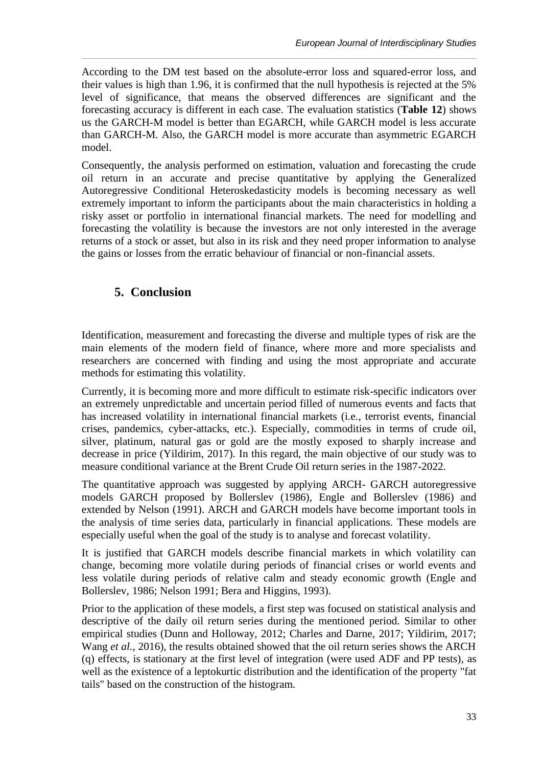According to the DM test based on the absolute-error loss and squared-error loss, and their values is high than 1.96, it is confirmed that the null hypothesis is rejected at the 5% level of significance, that means the observed differences are significant and the forecasting accuracy is different in each case. The evaluation statistics (**Table 12**) shows us the GARCH-M model is better than EGARCH, while GARCH model is less accurate than GARCH-M. Also, the GARCH model is more accurate than asymmetric EGARCH model.

Consequently, the analysis performed on estimation, valuation and forecasting the crude oil return in an accurate and precise quantitative by applying the Generalized Autoregressive Conditional Heteroskedasticity models is becoming necessary as well extremely important to inform the participants about the main characteristics in holding a risky asset or portfolio in international financial markets. The need for modelling and forecasting the volatility is because the investors are not only interested in the average returns of a stock or asset, but also in its risk and they need proper information to analyse the gains or losses from the erratic behaviour of financial or non-financial assets.

## 5. Conclusion

Identification, measurement and forecasting the diverse and multiple types of risk are the main elements of the modern field of finance, where more and more specialists and researchers are concerned with finding and using the most appropriate and accurate methods for estimating this volatility.

Currently, it is becoming more and more difficult to estimate risk-specific indicators over an extremely unpredictable and uncertain period filled of numerous events and facts that has increased volatility in international financial markets (i.e., terrorist events, financial crises, pandemics, cyber-attacks, etc.). Especially, commodities in terms of crude oil, silver, platinum, natural gas or gold are the mostly exposed to sharply increase and decrease in price (Yildirim, 2017). In this regard, the main objective of our study was to measure conditional variance at the Brent Crude Oil return series in the 1987-2022.

The quantitative approach was suggested by applying ARCH- GARCH autoregressive models GARCH proposed by Bollerslev (1986), Engle and Bollerslev (1986) and extended by Nelson (1991). ARCH and GARCH models have become important tools in the analysis of time series data, particularly in financial applications. These models are especially useful when the goal of the study is to analyse and forecast volatility.

It is justified that GARCH models describe financial markets in which volatility can change, becoming more volatile during periods of financial crises or world events and less volatile during periods of relative calm and steady economic growth (Engle and Bollerslev, 1986; Nelson 1991; Bera and Higgins, 1993).

Prior to the application of these models, a first step was focused on statistical analysis and descriptive of the daily oil return series during the mentioned period. Similar to other empirical studies (Dunn and Holloway, 2012; Charles and Darne, 2017; Yildirim, 2017; Wang *et al.*, 2016), the results obtained showed that the oil return series shows the ARCH (q) effects, is stationary at the first level of integration (were used ADF and PP tests), as well as the existence of a leptokurtic distribution and the identification of the property "fat tails" based on the construction of the histogram.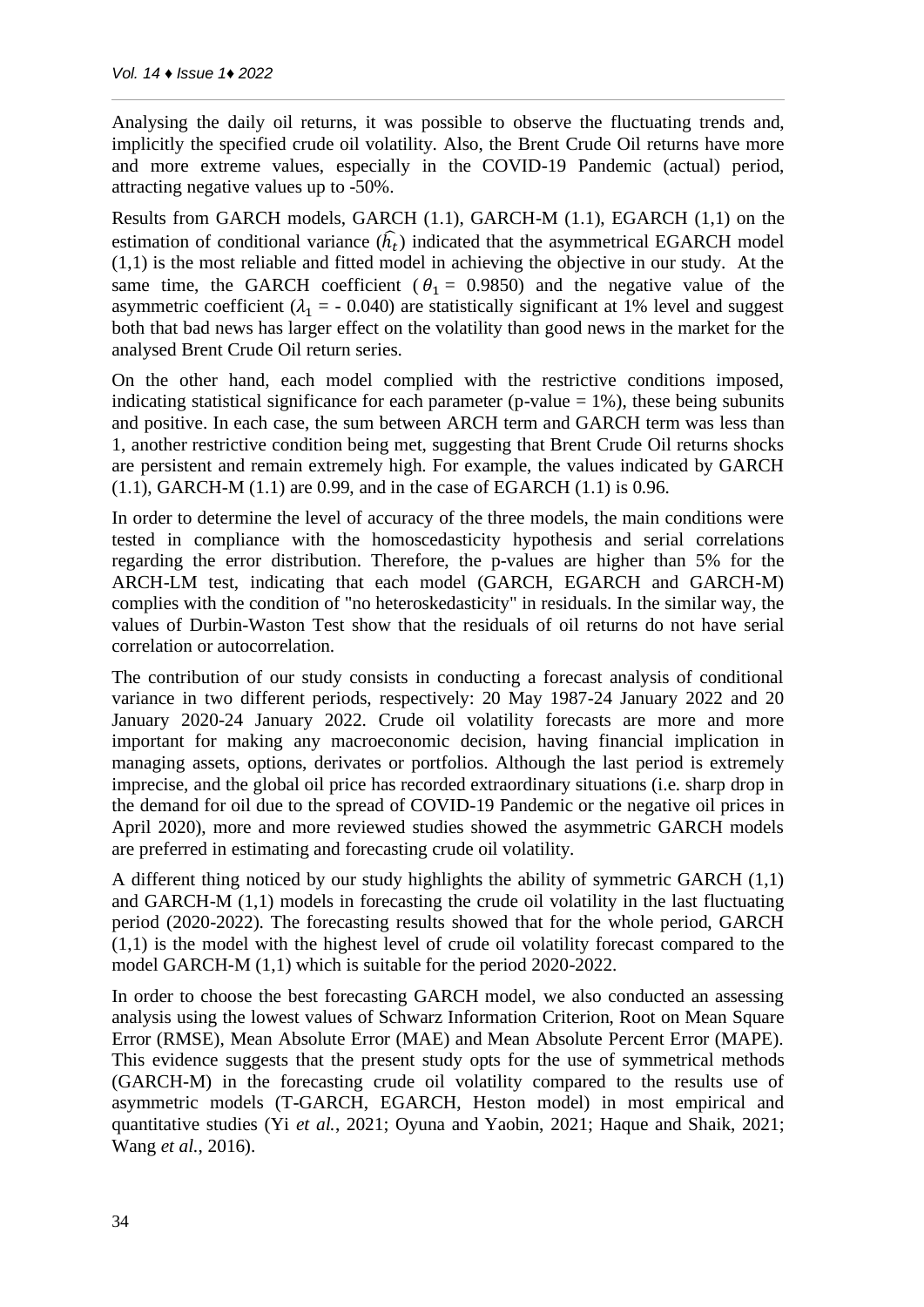Analysing the daily oil returns, it was possible to observe the fluctuating trends and, implicitly the specified crude oil volatility. Also, the Brent Crude Oil returns have more and more extreme values, especially in the COVID-19 Pandemic (actual) period, attracting negative values up to -50%.

Results from GARCH models, GARCH (1.1), GARCH-M (1.1), EGARCH (1,1) on the estimation of conditional variance ($\widehat{h_t}$) indicated that the asymmetrical EGARCH model (1,1) is the most reliable and fitted model in achieving the objective in our study. At the same time, the GARCH coefficient ($\theta_1$ = 0.9850) and the negative value of the asymmetric coefficient ($\lambda_1$ = - 0.040) are statistically significant at 1% level and suggest both that bad news has larger effect on the volatility than good news in the market for the analysed Brent Crude Oil return series.

On the other hand, each model complied with the restrictive conditions imposed, indicating statistical significance for each parameter (p-value = 1%), these being subunits and positive. In each case, the sum between ARCH term and GARCH term was less than 1, another restrictive condition being met, suggesting that Brent Crude Oil returns shocks are persistent and remain extremely high. For example, the values indicated by GARCH (1.1), GARCH-M (1.1) are 0.99, and in the case of EGARCH (1.1) is 0.96.

In order to determine the level of accuracy of the three models, the main conditions were tested in compliance with the homoscedasticity hypothesis and serial correlations regarding the error distribution. Therefore, the p-values are higher than 5% for the ARCH-LM test, indicating that each model (GARCH, EGARCH and GARCH-M) complies with the condition of "no heteroskedasticity" in residuals. In the similar way, the values of Durbin-Waston Test show that the residuals of oil returns do not have serial correlation or autocorrelation.

The contribution of our study consists in conducting a forecast analysis of conditional variance in two different periods, respectively: 20 May 1987-24 January 2022 and 20 January 2020-24 January 2022. Crude oil volatility forecasts are more and more important for making any macroeconomic decision, having financial implication in managing assets, options, derivates or portfolios. Although the last period is extremely imprecise, and the global oil price has recorded extraordinary situations (i.e. sharp drop in the demand for oil due to the spread of COVID-19 Pandemic or the negative oil prices in April 2020), more and more reviewed studies showed the asymmetric GARCH models are preferred in estimating and forecasting crude oil volatility.

A different thing noticed by our study highlights the ability of symmetric GARCH (1,1) and GARCH-M (1,1) models in forecasting the crude oil volatility in the last fluctuating period (2020-2022). The forecasting results showed that for the whole period, GARCH (1,1) is the model with the highest level of crude oil volatility forecast compared to the model GARCH-M (1,1) which is suitable for the period 2020-2022.

In order to choose the best forecasting GARCH model, we also conducted an assessing analysis using the lowest values of Schwarz Information Criterion, Root on Mean Square Error (RMSE), Mean Absolute Error (MAE) and Mean Absolute Percent Error (MAPE). This evidence suggests that the present study opts for the use of symmetrical methods (GARCH-M) in the forecasting crude oil volatility compared to the results use of asymmetric models (T-GARCH, EGARCH, Heston model) in most empirical and quantitative studies (Yi *et al.*, 2021; Oyuna and Yaobin, 2021; Haque and Shaik, 2021; Wang *et al.*, 2016).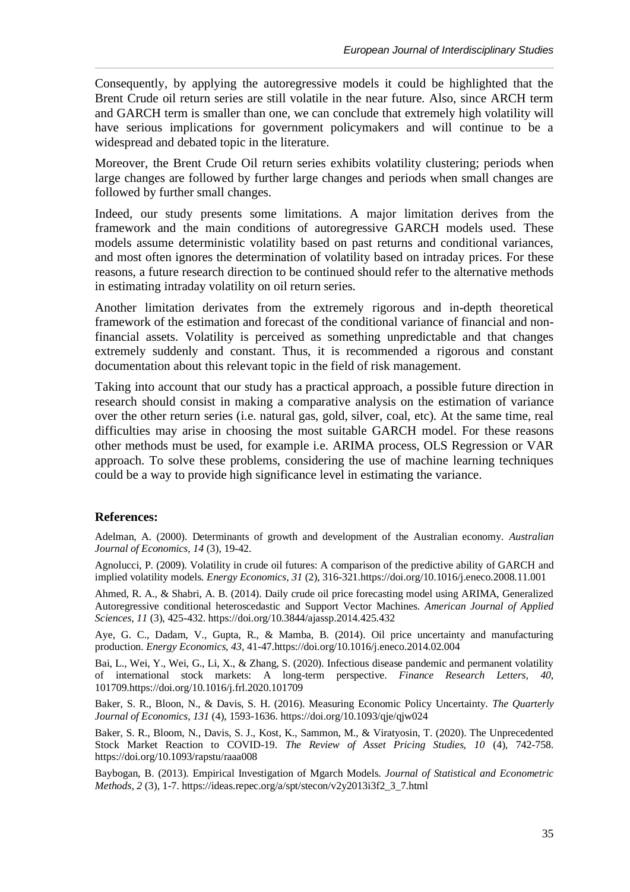Consequently, by applying the autoregressive models it could be highlighted that the Brent Crude oil return series are still volatile in the near future. Also, since ARCH term and GARCH term is smaller than one, we can conclude that extremely high volatility will have serious implications for government policymakers and will continue to be a widespread and debated topic in the literature.

Moreover, the Brent Crude Oil return series exhibits volatility clustering; periods when large changes are followed by further large changes and periods when small changes are followed by further small changes.

Indeed, our study presents some limitations. A major limitation derives from the framework and the main conditions of autoregressive GARCH models used. These models assume deterministic volatility based on past returns and conditional variances, and most often ignores the determination of volatility based on intraday prices. For these reasons, a future research direction to be continued should refer to the alternative methods in estimating intraday volatility on oil return series.

Another limitation derivates from the extremely rigorous and in-depth theoretical framework of the estimation and forecast of the conditional variance of financial and non-financial assets. Volatility is perceived as something unpredictable and that changes extremely suddenly and constant. Thus, it is recommended a rigorous and constant documentation about this relevant topic in the field of risk management.

Taking into account that our study has a practical approach, a possible future direction in research should consist in making a comparative analysis on the estimation of variance over the other return series (i.e. natural gas, gold, silver, coal, etc). At the same time, real difficulties may arise in choosing the most suitable GARCH model. For these reasons other methods must be used, for example i.e. ARIMA process, OLS Regression or VAR approach. To solve these problems, considering the use of machine learning techniques could be a way to provide high significance level in estimating the variance.

## References:

Adelman, A. (2000). Determinants of growth and development of the Australian economy. *Australian Journal of Economics, 14* (3), 19-42.

Agnolucci, P. (2009). Volatility in crude oil futures: A comparison of the predictive ability of GARCH and implied volatility models. *Energy Economics, 31* (2), 316-321.https://doi.org/10.1016/j.eneco.2008.11.001

Ahmed, R. A., & Shabri, A. B. (2014). Daily crude oil price forecasting model using ARIMA, Generalized Autoregressive conditional heteroscedastic and Support Vector Machines. *American Journal of Applied Sciences, 11* (3), 425-432. https://doi.org/10.3844/ajassp.2014.425.432

Aye, G. C., Dadam, V., Gupta, R., & Mamba, B. (2014). Oil price uncertainty and manufacturing production. *Energy Economics, 43*, 41-47.https://doi.org/10.1016/j.eneco.2014.02.004

Bai, L., Wei, Y., Wei, G., Li, X., & Zhang, S. (2020). Infectious disease pandemic and permanent volatility of international stock markets: A long-term perspective. *Finance Research Letters, 40*, 101709.https://doi.org/10.1016/j.frl.2020.101709

Baker, S. R., Bloon, N., & Davis, S. H. (2016). Measuring Economic Policy Uncertainty. *The Quarterly Journal of Economics, 131* (4), 1593-1636. https://doi.org/10.1093/qje/qjw024

Baker, S. R., Bloom, N., Davis, S. J., Kost, K., Sammon, M., & Viratyosin, T. (2020). The Unprecedented Stock Market Reaction to COVID-19. *The Review of Asset Pricing Studies, 10* (4), 742-758. https://doi.org/10.1093/rapstu/raaa008

Baybogan, B. (2013). Empirical Investigation of Mgarch Models. *Journal of Statistical and Econometric Methods, 2* (3), 1-7. https://ideas.repec.org/a/spt/stecon/v2y2013i3f2_3_7.html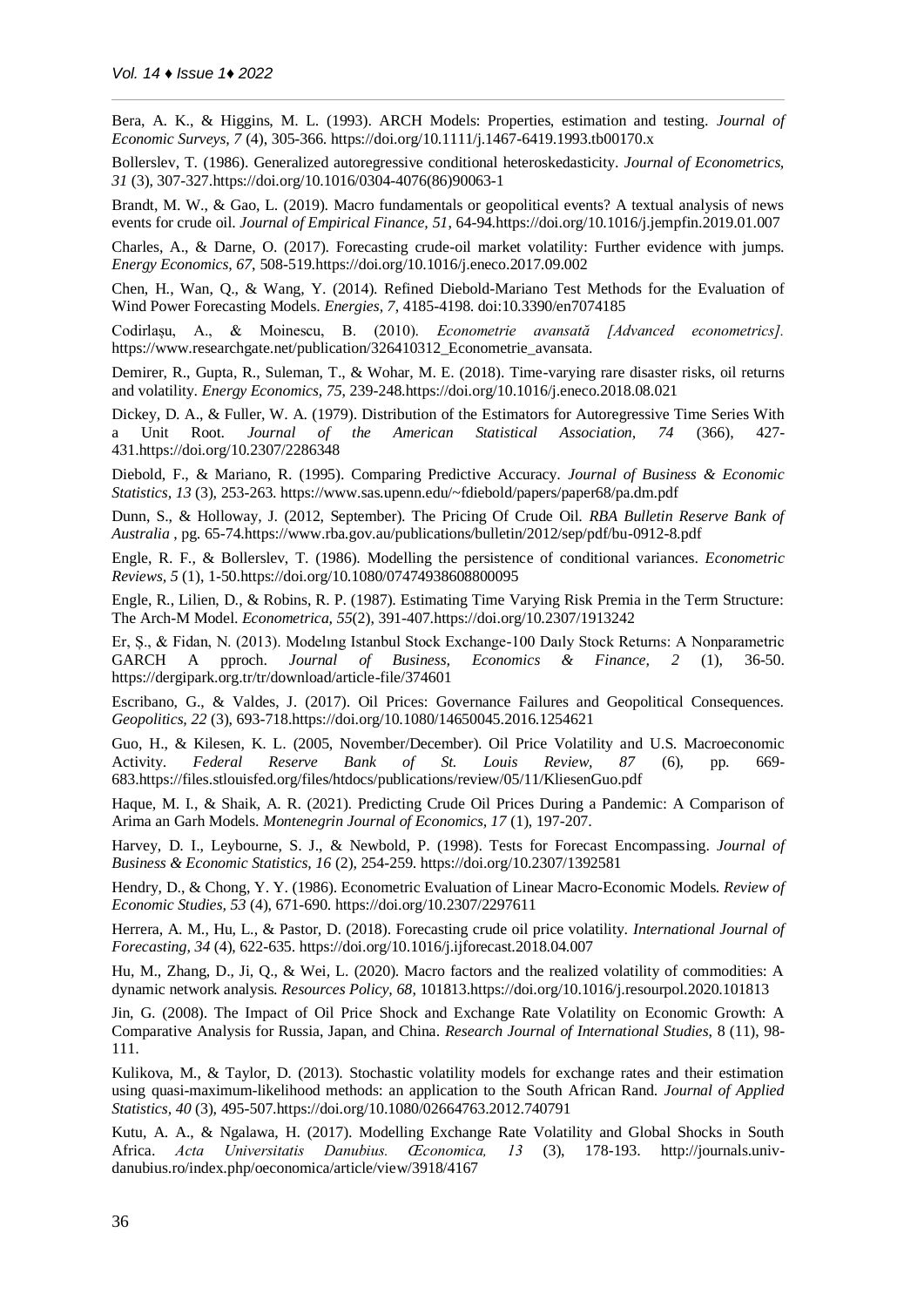Bera, A. K., & Higgins, M. L. (1993). ARCH Models: Properties, estimation and testing. *Journal of Economic Surveys, 7* (4), 305-366. https://doi.org/10.1111/j.1467-6419.1993.tb00170.x

Bollerslev, T. (1986). Generalized autoregressive conditional heteroskedasticity. *Journal of Econometrics, 31* (3), 307-327.https://doi.org/10.1016/0304-4076(86)90063-1

Brandt, M. W., & Gao, L. (2019). Macro fundamentals or geopolitical events? A textual analysis of news events for crude oil. *Journal of Empirical Finance, 51*, 64-94.https://doi.org/10.1016/j.jempfin.2019.01.007

Charles, A., & Darne, O. (2017). Forecasting crude-oil market volatility: Further evidence with jumps. *Energy Economics, 67*, 508-519.https://doi.org/10.1016/j.eneco.2017.09.002

Chen, H., Wan, Q., & Wang, Y. (2014). Refined Diebold-Mariano Test Methods for the Evaluation of Wind Power Forecasting Models. *Energies, 7*, 4185-4198. doi:10.3390/en7074185

Codirlașu, A., & Moinescu, B. (2010). *Econometrie avansată [Advanced econometrics].* https://www.researchgate.net/publication/326410312_Econometrie_avansata.

Demirer, R., Gupta, R., Suleman, T., & Wohar, M. E. (2018). Time-varying rare disaster risks, oil returns and volatility. *Energy Economics, 75*, 239-248.https://doi.org/10.1016/j.eneco.2018.08.021

Dickey, D. A., & Fuller, W. A. (1979). Distribution of the Estimators for Autoregressive Time Series With a Unit Root. *Journal of the American Statistical Association, 74* (366), 427-431.https://doi.org/10.2307/2286348

Diebold, F., & Mariano, R. (1995). Comparing Predictive Accuracy. *Journal of Business & Economic Statistics, 13* (3), 253-263. https://www.sas.upenn.edu/~fdiebold/papers/paper68/pa.dm.pdf

Dunn, S., & Holloway, J. (2012, September). The Pricing Of Crude Oil. *RBA Bulletin Reserve Bank of Australia* , pg. 65-74.https://www.rba.gov.au/publications/bulletin/2012/sep/pdf/bu-0912-8.pdf

Engle, R. F., & Bollerslev, T. (1986). Modelling the persistence of conditional variances. *Econometric Reviews, 5* (1), 1-50.https://doi.org/10.1080/07474938608800095

Engle, R., Lilien, D., & Robins, R. P. (1987). Estimating Time Varying Risk Premia in the Term Structure: The Arch-M Model. *Econometrica, 55*(2), 391-407.https://doi.org/10.2307/1913242

Er, Ș., & Fidan, N. (2013). Modelıng Istanbul Stock Exchange-100 Daıly Stock Returns: A Nonparametric GARCH A pproch. *Journal of Business, Economics & Finance, 2* (1), 36-50. https://dergipark.org.tr/tr/download/article-file/374601

Escribano, G., & Valdes, J. (2017). Oil Prices: Governance Failures and Geopolitical Consequences. *Geopolitics, 22* (3), 693-718.https://doi.org/10.1080/14650045.2016.1254621

Guo, H., & Kilesen, K. L. (2005, November/December). Oil Price Volatility and U.S. Macroeconomic Activity. *Federal Reserve Bank of St. Louis Review, 87* (6), pp. 669-683.https://files.stlouisfed.org/files/htdocs/publications/review/05/11/KliesenGuo.pdf

Haque, M. I., & Shaik, A. R. (2021). Predicting Crude Oil Prices During a Pandemic: A Comparison of Arima an Garh Models. *Montenegrin Journal of Economics, 17* (1), 197-207.

Harvey, D. I., Leybourne, S. J., & Newbold, P. (1998). Tests for Forecast Encompassing. *Journal of Business & Economic Statistics, 16* (2), 254-259. https://doi.org/10.2307/1392581

Hendry, D., & Chong, Y. Y. (1986). Econometric Evaluation of Linear Macro-Economic Models. *Review of Economic Studies, 53* (4), 671-690. https://doi.org/10.2307/2297611

Herrera, A. M., Hu, L., & Pastor, D. (2018). Forecasting crude oil price volatility. *International Journal of Forecasting, 34* (4), 622-635. https://doi.org/10.1016/j.ijforecast.2018.04.007

Hu, M., Zhang, D., Ji, Q., & Wei, L. (2020). Macro factors and the realized volatility of commodities: A dynamic network analysis. *Resources Policy, 68*, 101813.https://doi.org/10.1016/j.resourpol.2020.101813

Jin, G. (2008). The Impact of Oil Price Shock and Exchange Rate Volatility on Economic Growth: A Comparative Analysis for Russia, Japan, and China. *Research Journal of International Studies*, 8 (11), 98-111.

Kulikova, M., & Taylor, D. (2013). Stochastic volatility models for exchange rates and their estimation using quasi-maximum-likelihood methods: an application to the South African Rand. *Journal of Applied Statistics, 40* (3), 495-507.https://doi.org/10.1080/02664763.2012.740791

Kutu, A. A., & Ngalawa, H. (2017). Modelling Exchange Rate Volatility and Global Shocks in South Africa. *Acta Universitatis Danubius. Œconomica, 13* (3), 178-193. http://journals.univ-danubius.ro/index.php/oeconomica/article/view/3918/4167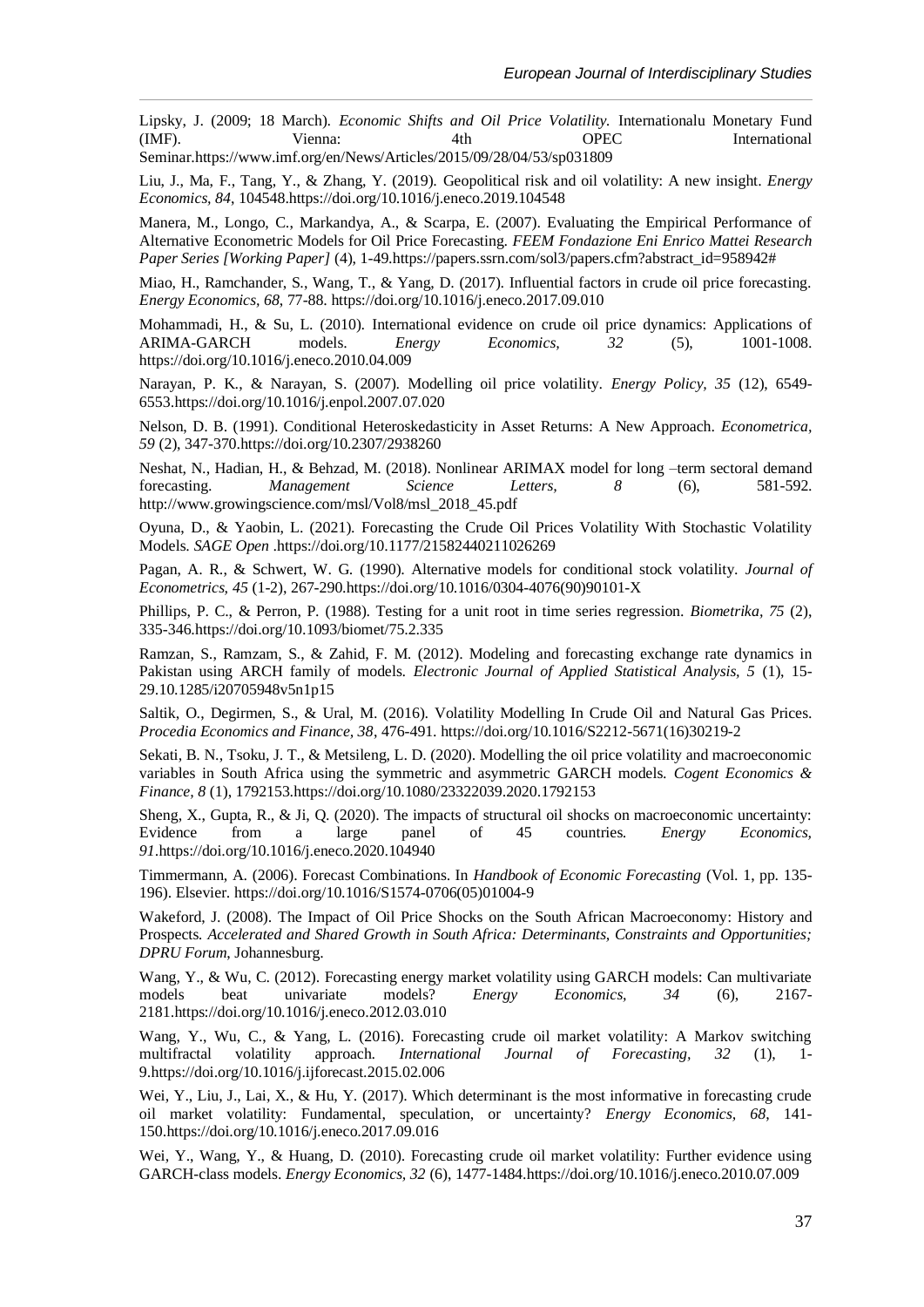Lipsky, J. (2009; 18 March). *Economic Shifts and Oil Price Volatility.* Internationalu Monetary Fund (IMF). Vienna: 4th OPEC International Seminar.https://www.imf.org/en/News/Articles/2015/09/28/04/53/sp031809

Liu, J., Ma, F., Tang, Y., & Zhang, Y. (2019). Geopolitical risk and oil volatility: A new insight. *Energy Economics, 84*, 104548.https://doi.org/10.1016/j.eneco.2019.104548

Manera, M., Longo, C., Markandya, A., & Scarpa, E. (2007). Evaluating the Empirical Performance of Alternative Econometric Models for Oil Price Forecasting. *FEEM Fondazione Eni Enrico Mattei Research Paper Series [Working Paper]* (4), 1-49.https://papers.ssrn.com/sol3/papers.cfm?abstract_id=958942#

Miao, H., Ramchander, S., Wang, T., & Yang, D. (2017). Influential factors in crude oil price forecasting. *Energy Economics, 68*, 77-88. https://doi.org/10.1016/j.eneco.2017.09.010

Mohammadi, H., & Su, L. (2010). International evidence on crude oil price dynamics: Applications of ARIMA-GARCH models. *Energy Economics, 32* (5), 1001-1008. https://doi.org/10.1016/j.eneco.2010.04.009

Narayan, P. K., & Narayan, S. (2007). Modelling oil price volatility. *Energy Policy, 35* (12), 6549-6553.https://doi.org/10.1016/j.enpol.2007.07.020

Nelson, D. B. (1991). Conditional Heteroskedasticity in Asset Returns: A New Approach. *Econometrica, 59* (2), 347-370.https://doi.org/10.2307/2938260

Neshat, N., Hadian, H., & Behzad, M. (2018). Nonlinear ARIMAX model for long –term sectoral demand forecasting. *Management Science Letters, 8* (6), 581-592. http://www.growingscience.com/msl/Vol8/msl_2018_45.pdf

Oyuna, D., & Yaobin, L. (2021). Forecasting the Crude Oil Prices Volatility With Stochastic Volatility Models. *SAGE Open* .https://doi.org/10.1177/21582440211026269

Pagan, A. R., & Schwert, W. G. (1990). Alternative models for conditional stock volatility. *Journal of Econometrics, 45* (1-2), 267-290.https://doi.org/10.1016/0304-4076(90)90101-X

Phillips, P. C., & Perron, P. (1988). Testing for a unit root in time series regression. *Biometrika, 75* (2), 335-346.https://doi.org/10.1093/biomet/75.2.335

Ramzan, S., Ramzam, S., & Zahid, F. M. (2012). Modeling and forecasting exchange rate dynamics in Pakistan using ARCH family of models. *Electronic Journal of Applied Statistical Analysis, 5* (1), 15-29.10.1285/i20705948v5n1p15

Saltik, O., Degirmen, S., & Ural, M. (2016). Volatility Modelling In Crude Oil and Natural Gas Prices. *Procedia Economics and Finance, 38*, 476-491. https://doi.org/10.1016/S2212-5671(16)30219-2

Sekati, B. N., Tsoku, J. T., & Metsileng, L. D. (2020). Modelling the oil price volatility and macroeconomic variables in South Africa using the symmetric and asymmetric GARCH models. *Cogent Economics & Finance, 8* (1), 1792153.https://doi.org/10.1080/23322039.2020.1792153

Sheng, X., Gupta, R., & Ji, Q. (2020). The impacts of structural oil shocks on macroeconomic uncertainty: Evidence from a large panel of 45 countries. *Energy Economics, 91*.https://doi.org/10.1016/j.eneco.2020.104940

Timmermann, A. (2006). Forecast Combinations. In *Handbook of Economic Forecasting* (Vol. 1, pp. 135-196). Elsevier. https://doi.org/10.1016/S1574-0706(05)01004-9

Wakeford, J. (2008). The Impact of Oil Price Shocks on the South African Macroeconomy: History and Prospects. *Accelerated and Shared Growth in South Africa: Determinants, Constraints and Opportunities; DPRU Forum*, Johannesburg.

Wang, Y., & Wu, C. (2012). Forecasting energy market volatility using GARCH models: Can multivariate models beat univariate models? *Energy Economics, 34* (6), 2167-2181.https://doi.org/10.1016/j.eneco.2012.03.010

Wang, Y., Wu, C., & Yang, L. (2016). Forecasting crude oil market volatility: A Markov switching multifractal volatility approach. *International Journal of Forecasting, 32* (1), 1-9.https://doi.org/10.1016/j.ijforecast.2015.02.006

Wei, Y., Liu, J., Lai, X., & Hu, Y. (2017). Which determinant is the most informative in forecasting crude oil market volatility: Fundamental, speculation, or uncertainty? *Energy Economics, 68*, 141-150.https://doi.org/10.1016/j.eneco.2017.09.016

Wei, Y., Wang, Y., & Huang, D. (2010). Forecasting crude oil market volatility: Further evidence using GARCH-class models. *Energy Economics, 32* (6), 1477-1484.https://doi.org/10.1016/j.eneco.2010.07.009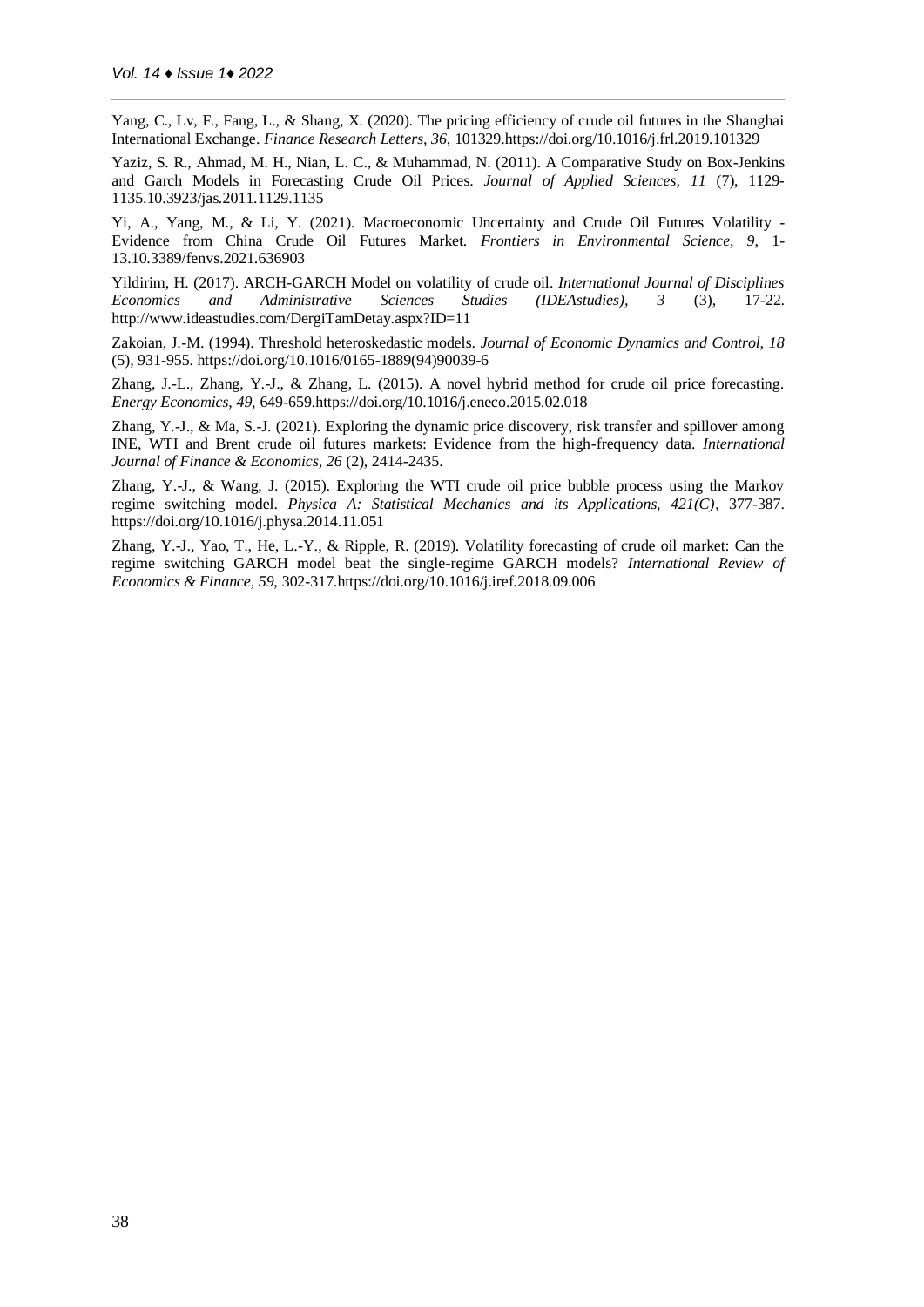Yang, C., Lv, F., Fang, L., & Shang, X. (2020). The pricing efficiency of crude oil futures in the Shanghai International Exchange. *Finance Research Letters*, *36*, 101329.https://doi.org/10.1016/j.frl.2019.101329

Yaziz, S. R., Ahmad, M. H., Nian, L. C., & Muhammad, N. (2011). A Comparative Study on Box-Jenkins and Garch Models in Forecasting Crude Oil Prices. *Journal of Applied Sciences, 11* (7), 1129-1135.10.3923/jas.2011.1129.1135

Yi, A., Yang, M., & Li, Y. (2021). Macroeconomic Uncertainty and Crude Oil Futures Volatility - Evidence from China Crude Oil Futures Market. *Frontiers in Environmental Science*, *9*, 1-13.10.3389/fenvs.2021.636903

Yildirim, H. (2017). ARCH-GARCH Model on volatility of crude oil. *International Journal of Disciplines Economics and Administrative Sciences Studies (IDEAstudies)*, *3* (3), 17-22. http://www.ideastudies.com/DergiTamDetay.aspx?ID=11

Zakoian, J.-M. (1994). Threshold heteroskedastic models. *Journal of Economic Dynamics and Control, 18* (5), 931-955. https://doi.org/10.1016/0165-1889(94)90039-6

Zhang, J.-L., Zhang, Y.-J., & Zhang, L. (2015). A novel hybrid method for crude oil price forecasting. *Energy Economics*, *49*, 649-659.https://doi.org/10.1016/j.eneco.2015.02.018

Zhang, Y.-J., & Ma, S.-J. (2021). Exploring the dynamic price discovery, risk transfer and spillover among INE, WTI and Brent crude oil futures markets: Evidence from the high-frequency data. *International Journal of Finance & Economics*, *26* (2), 2414-2435.

Zhang, Y.-J., & Wang, J. (2015). Exploring the WTI crude oil price bubble process using the Markov regime switching model. *Physica A: Statistical Mechanics and its Applications*, *421(C)*, 377-387. https://doi.org/10.1016/j.physa.2014.11.051

Zhang, Y.-J., Yao, T., He, L.-Y., & Ripple, R. (2019). Volatility forecasting of crude oil market: Can the regime switching GARCH model beat the single-regime GARCH models? *International Review of Economics & Finance, 59*, 302-317.https://doi.org/10.1016/j.iref.2018.09.006